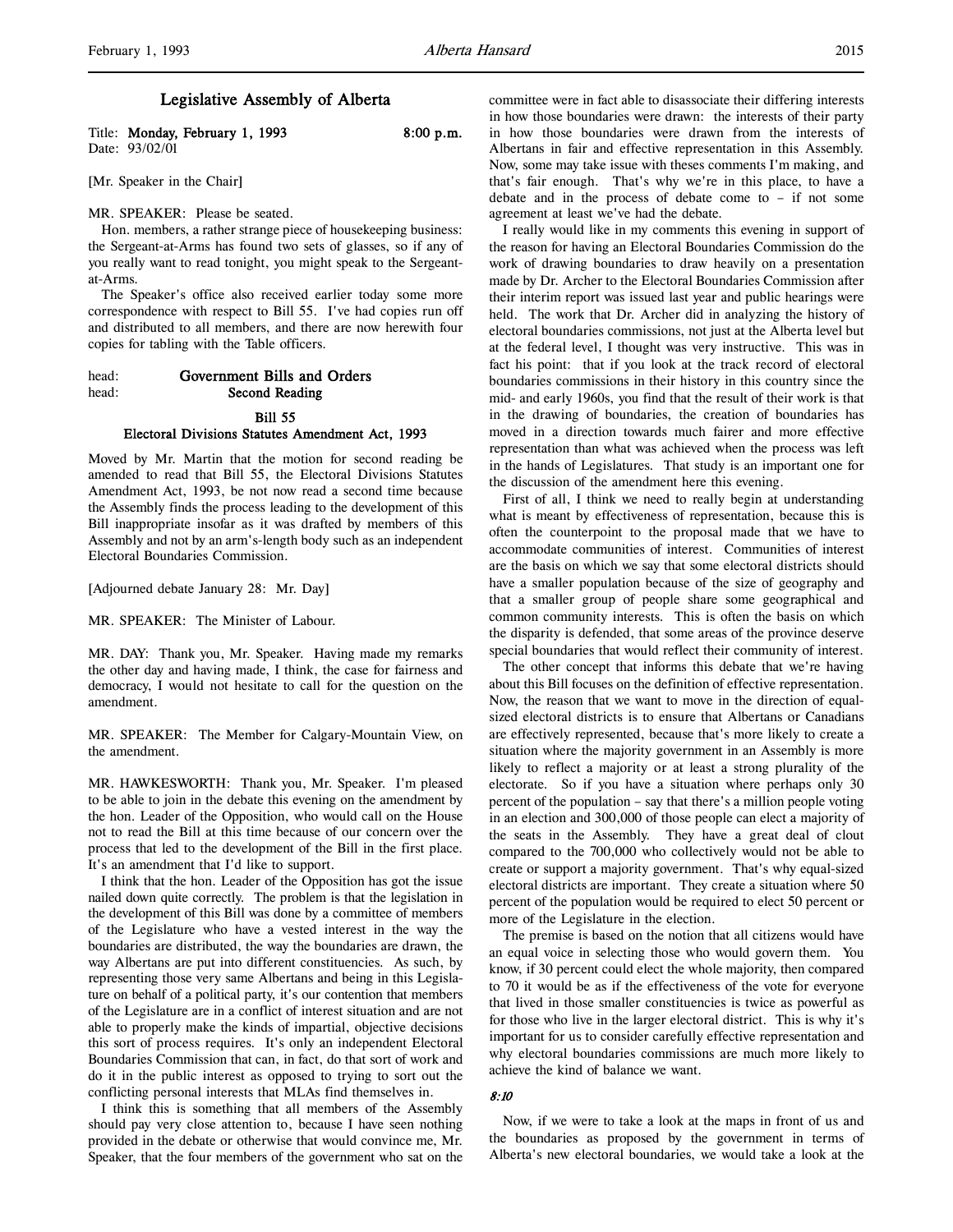# Legislative Assembly of Alberta

Title: **Monday, February 1, 1993** **8:00 p.m.**
Date: 93/02/01

[Mr. Speaker in the Chair]

MR. SPEAKER: Please be seated.

Hon. members, a rather strange piece of housekeeping business: the Sergeant-at-Arms has found two sets of glasses, so if any of you really want to read tonight, you might speak to the Sergeant-at-Arms.

The Speaker's office also received earlier today some more correspondence with respect to Bill 55. I've had copies run off and distributed to all members, and there are now herewith four copies for tabling with the Table officers.

head: **Government Bills and Orders**
head: **Second Reading**

## Bill 55
## Electoral Divisions Statutes Amendment Act, 1993

Moved by Mr. Martin that the motion for second reading be amended to read that Bill 55, the Electoral Divisions Statutes Amendment Act, 1993, be not now read a second time because the Assembly finds the process leading to the development of this Bill inappropriate insofar as it was drafted by members of this Assembly and not by an arm's-length body such as an independent Electoral Boundaries Commission.

[Adjourned debate January 28: Mr. Day]

MR. SPEAKER: The Minister of Labour.

MR. DAY: Thank you, Mr. Speaker. Having made my remarks the other day and having made, I think, the case for fairness and democracy, I would not hesitate to call for the question on the amendment.

MR. SPEAKER: The Member for Calgary-Mountain View, on the amendment.

MR. HAWKESWORTH: Thank you, Mr. Speaker. I'm pleased to be able to join in the debate this evening on the amendment by the hon. Leader of the Opposition, who would call on the House not to read the Bill at this time because of our concern over the process that led to the development of the Bill in the first place. It's an amendment that I'd like to support.

I think that the hon. Leader of the Opposition has got the issue nailed down quite correctly. The problem is that the legislation in the development of this Bill was done by a committee of members of the Legislature who have a vested interest in the way the boundaries are distributed, the way the boundaries are drawn, the way Albertans are put into different constituencies. As such, by representing those very same Albertans and being in this Legislature on behalf of a political party, it's our contention that members of the Legislature are in a conflict of interest situation and are not able to properly make the kinds of impartial, objective decisions this sort of process requires. It's only an independent Electoral Boundaries Commission that can, in fact, do that sort of work and do it in the public interest as opposed to trying to sort out the conflicting personal interests that MLAs find themselves in.

I think this is something that all members of the Assembly should pay very close attention to, because I have seen nothing provided in the debate or otherwise that would convince me, Mr. Speaker, that the four members of the government who sat on the committee were in fact able to disassociate their differing interests in how those boundaries were drawn: the interests of their party in how those boundaries were drawn from the interests of Albertans in fair and effective representation in this Assembly. Now, some may take issue with theses comments I'm making, and that's fair enough. That's why we're in this place, to have a debate and in the process of debate come to – if not some agreement at least we've had the debate.

I really would like in my comments this evening in support of the reason for having an Electoral Boundaries Commission do the work of drawing boundaries to draw heavily on a presentation made by Dr. Archer to the Electoral Boundaries Commission after their interim report was issued last year and public hearings were held. The work that Dr. Archer did in analyzing the history of electoral boundaries commissions, not just at the Alberta level but at the federal level, I thought was very instructive. This was in fact his point: that if you look at the track record of electoral boundaries commissions in their history in this country since the mid- and early 1960s, you find that the result of their work is that in the drawing of boundaries, the creation of boundaries has moved in a direction towards much fairer and more effective representation than what was achieved when the process was left in the hands of Legislatures. That study is an important one for the discussion of the amendment here this evening.

First of all, I think we need to really begin at understanding what is meant by effectiveness of representation, because this is often the counterpoint to the proposal made that we have to accommodate communities of interest. Communities of interest are the basis on which we say that some electoral districts should have a smaller population because of the size of geography and that a smaller group of people share some geographical and common community interests. This is often the basis on which the disparity is defended, that some areas of the province deserve special boundaries that would reflect their community of interest.

The other concept that informs this debate that we're having about this Bill focuses on the definition of effective representation. Now, the reason that we want to move in the direction of equal-sized electoral districts is to ensure that Albertans or Canadians are effectively represented, because that's more likely to create a situation where the majority government in an Assembly is more likely to reflect a majority or at least a strong plurality of the electorate. So if you have a situation where perhaps only 30 percent of the population – say that there's a million people voting in an election and 300,000 of those people can elect a majority of the seats in the Assembly. They have a great deal of clout compared to the 700,000 who collectively would not be able to create or support a majority government. That's why equal-sized electoral districts are important. They create a situation where 50 percent of the population would be required to elect 50 percent or more of the Legislature in the election.

The premise is based on the notion that all citizens would have an equal voice in selecting those who would govern them. You know, if 30 percent could elect the whole majority, then compared to 70 it would be as if the effectiveness of the vote for everyone that lived in those smaller constituencies is twice as powerful as for those who live in the larger electoral district. This is why it's important for us to consider carefully effective representation and why electoral boundaries commissions are much more likely to achieve the kind of balance we want.

*8:10*

Now, if we were to take a look at the maps in front of us and the boundaries as proposed by the government in terms of Alberta's new electoral boundaries, we would take a look at the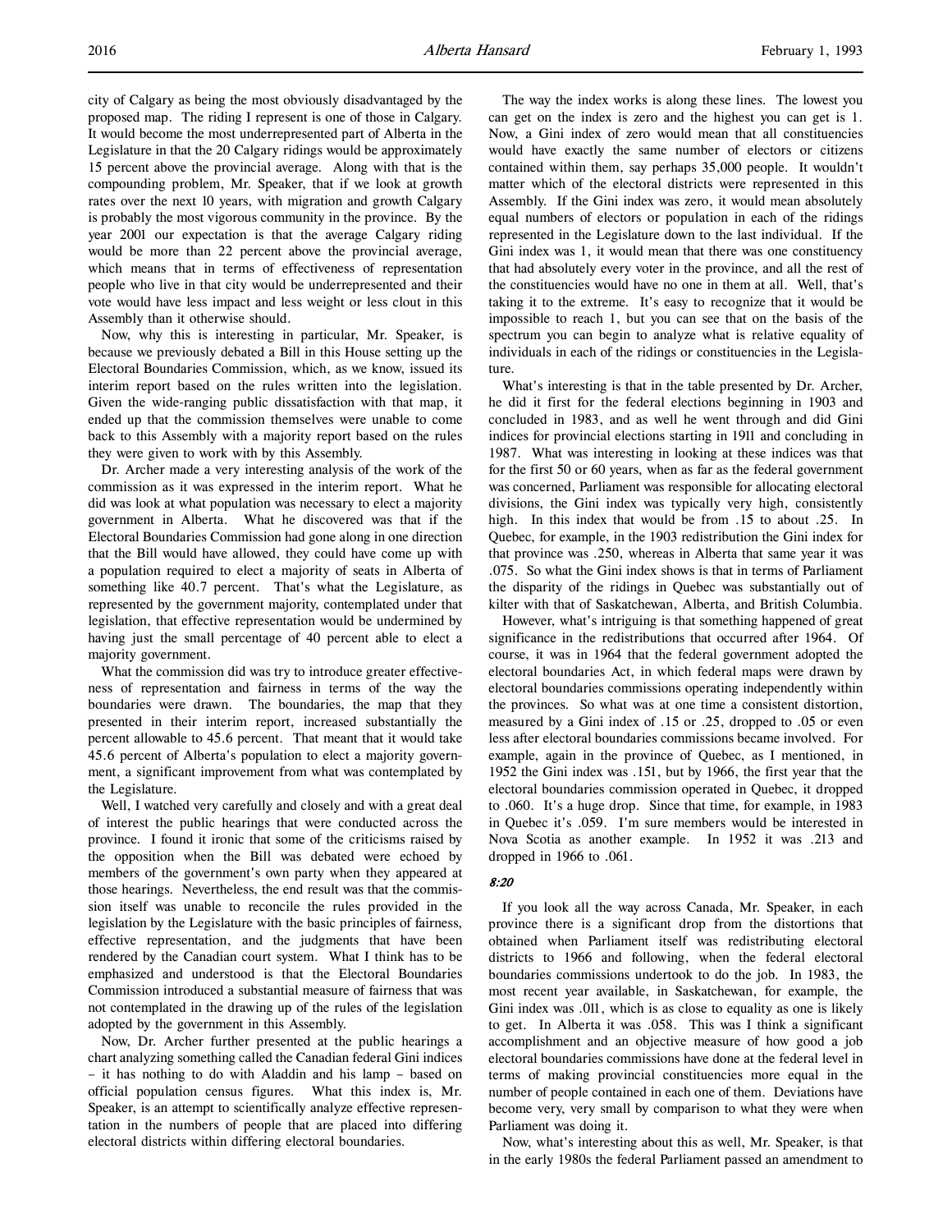city of Calgary as being the most obviously disadvantaged by the proposed map. The riding I represent is one of those in Calgary. It would become the most underrepresented part of Alberta in the Legislature in that the 20 Calgary ridings would be approximately 15 percent above the provincial average. Along with that is the compounding problem, Mr. Speaker, that if we look at growth rates over the next 10 years, with migration and growth Calgary is probably the most vigorous community in the province. By the year 2001 our expectation is that the average Calgary riding would be more than 22 percent above the provincial average, which means that in terms of effectiveness of representation people who live in that city would be underrepresented and their vote would have less impact and less weight or less clout in this Assembly than it otherwise should.

Now, why this is interesting in particular, Mr. Speaker, is because we previously debated a Bill in this House setting up the Electoral Boundaries Commission, which, as we know, issued its interim report based on the rules written into the legislation. Given the wide-ranging public dissatisfaction with that map, it ended up that the commission themselves were unable to come back to this Assembly with a majority report based on the rules they were given to work with by this Assembly.

Dr. Archer made a very interesting analysis of the work of the commission as it was expressed in the interim report. What he did was look at what population was necessary to elect a majority government in Alberta. What he discovered was that if the Electoral Boundaries Commission had gone along in one direction that the Bill would have allowed, they could have come up with a population required to elect a majority of seats in Alberta of something like 40.7 percent. That's what the Legislature, as represented by the government majority, contemplated under that legislation, that effective representation would be undermined by having just the small percentage of 40 percent able to elect a majority government.

What the commission did was try to introduce greater effectiveness of representation and fairness in terms of the way the boundaries were drawn. The boundaries, the map that they presented in their interim report, increased substantially the percent allowable to 45.6 percent. That meant that it would take 45.6 percent of Alberta's population to elect a majority government, a significant improvement from what was contemplated by the Legislature.

Well, I watched very carefully and closely and with a great deal of interest the public hearings that were conducted across the province. I found it ironic that some of the criticisms raised by the opposition when the Bill was debated were echoed by members of the government's own party when they appeared at those hearings. Nevertheless, the end result was that the commission itself was unable to reconcile the rules provided in the legislation by the Legislature with the basic principles of fairness, effective representation, and the judgments that have been rendered by the Canadian court system. What I think has to be emphasized and understood is that the Electoral Boundaries Commission introduced a substantial measure of fairness that was not contemplated in the drawing up of the rules of the legislation adopted by the government in this Assembly.

Now, Dr. Archer further presented at the public hearings a chart analyzing something called the Canadian federal Gini indices – it has nothing to do with Aladdin and his lamp – based on official population census figures. What this index is, Mr. Speaker, is an attempt to scientifically analyze effective representation in the numbers of people that are placed into differing electoral districts within differing electoral boundaries.

The way the index works is along these lines. The lowest you can get on the index is zero and the highest you can get is 1. Now, a Gini index of zero would mean that all constituencies would have exactly the same number of electors or citizens contained within them, say perhaps 35,000 people. It wouldn't matter which of the electoral districts were represented in this Assembly. If the Gini index was zero, it would mean absolutely equal numbers of electors or population in each of the ridings represented in the Legislature down to the last individual. If the Gini index was 1, it would mean that there was one constituency that had absolutely every voter in the province, and all the rest of the constituencies would have no one in them at all. Well, that's taking it to the extreme. It's easy to recognize that it would be impossible to reach 1, but you can see that on the basis of the spectrum you can begin to analyze what is relative equality of individuals in each of the ridings or constituencies in the Legislature.

What's interesting is that in the table presented by Dr. Archer, he did it first for the federal elections beginning in 1903 and concluded in 1983, and as well he went through and did Gini indices for provincial elections starting in 1911 and concluding in 1987. What was interesting in looking at these indices was that for the first 50 or 60 years, when as far as the federal government was concerned, Parliament was responsible for allocating electoral divisions, the Gini index was typically very high, consistently high. In this index that would be from .15 to about .25. In Quebec, for example, in the 1903 redistribution the Gini index for that province was .250, whereas in Alberta that same year it was .075. So what the Gini index shows is that in terms of Parliament the disparity of the ridings in Quebec was substantially out of kilter with that of Saskatchewan, Alberta, and British Columbia.

However, what's intriguing is that something happened of great significance in the redistributions that occurred after 1964. Of course, it was in 1964 that the federal government adopted the electoral boundaries Act, in which federal maps were drawn by electoral boundaries commissions operating independently within the provinces. So what was at one time a consistent distortion, measured by a Gini index of .15 or .25, dropped to .05 or even less after electoral boundaries commissions became involved. For example, again in the province of Quebec, as I mentioned, in 1952 the Gini index was .151, but by 1966, the first year that the electoral boundaries commission operated in Quebec, it dropped to .060. It's a huge drop. Since that time, for example, in 1983 in Quebec it's .059. I'm sure members would be interested in Nova Scotia as another example. In 1952 it was .213 and dropped in 1966 to .061.

*8:20*

If you look all the way across Canada, Mr. Speaker, in each province there is a significant drop from the distortions that obtained when Parliament itself was redistributing electoral districts to 1966 and following, when the federal electoral boundaries commissions undertook to do the job. In 1983, the most recent year available, in Saskatchewan, for example, the Gini index was .011, which is as close to equality as one is likely to get. In Alberta it was .058. This was I think a significant accomplishment and an objective measure of how good a job electoral boundaries commissions have done at the federal level in terms of making provincial constituencies more equal in the number of people contained in each one of them. Deviations have become very, very small by comparison to what they were when Parliament was doing it.

Now, what's interesting about this as well, Mr. Speaker, is that in the early 1980s the federal Parliament passed an amendment to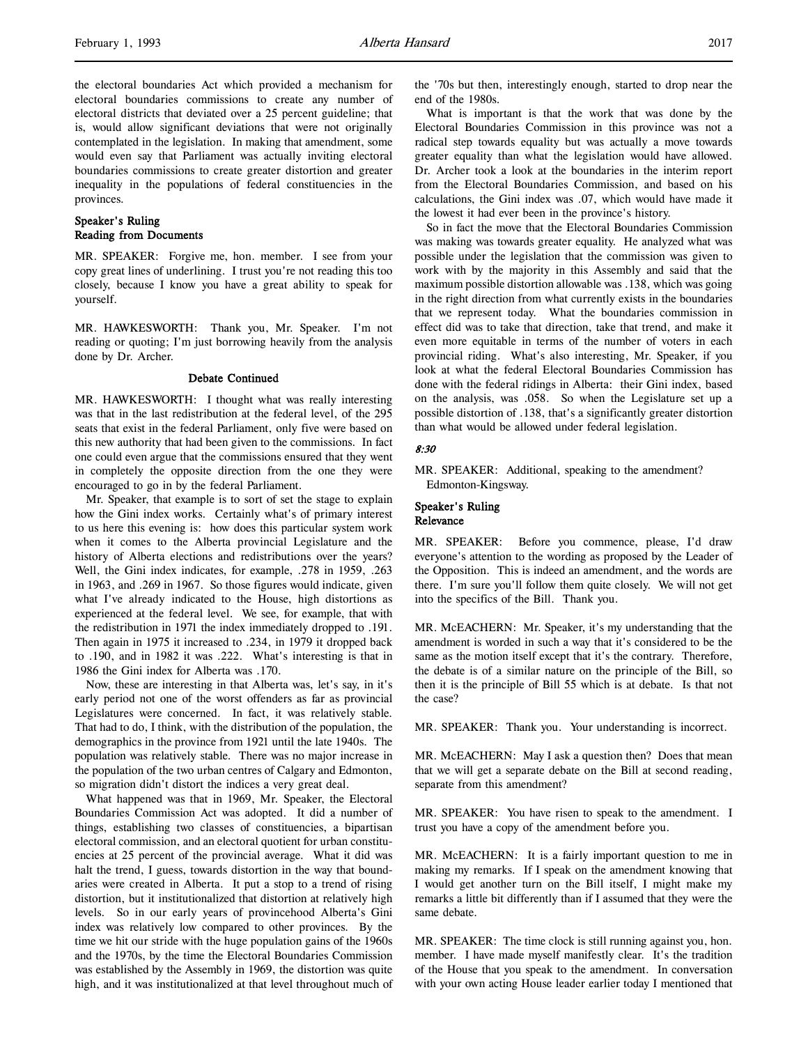the electoral boundaries Act which provided a mechanism for electoral boundaries commissions to create any number of electoral districts that deviated over a 25 percent guideline; that is, would allow significant deviations that were not originally contemplated in the legislation. In making that amendment, some would even say that Parliament was actually inviting electoral boundaries commissions to create greater distortion and greater inequality in the populations of federal constituencies in the provinces.

### Speaker's Ruling
### Reading from Documents

MR. SPEAKER: Forgive me, hon. member. I see from your copy great lines of underlining. I trust you're not reading this too closely, because I know you have a great ability to speak for yourself.

MR. HAWKESWORTH: Thank you, Mr. Speaker. I'm not reading or quoting; I'm just borrowing heavily from the analysis done by Dr. Archer.

### Debate Continued

MR. HAWKESWORTH: I thought what was really interesting was that in the last redistribution at the federal level, of the 295 seats that exist in the federal Parliament, only five were based on this new authority that had been given to the commissions. In fact one could even argue that the commissions ensured that they went in completely the opposite direction from the one they were encouraged to go in by the federal Parliament.

Mr. Speaker, that example is to sort of set the stage to explain how the Gini index works. Certainly what's of primary interest to us here this evening is: how does this particular system work when it comes to the Alberta provincial Legislature and the history of Alberta elections and redistributions over the years? Well, the Gini index indicates, for example, .278 in 1959, .263 in 1963, and .269 in 1967. So those figures would indicate, given what I've already indicated to the House, high distortions as experienced at the federal level. We see, for example, that with the redistribution in 1971 the index immediately dropped to .191. Then again in 1975 it increased to .234, in 1979 it dropped back to .190, and in 1982 it was .222. What's interesting is that in 1986 the Gini index for Alberta was .170.

Now, these are interesting in that Alberta was, let's say, in it's early period not one of the worst offenders as far as provincial Legislatures were concerned. In fact, it was relatively stable. That had to do, I think, with the distribution of the population, the demographics in the province from 1921 until the late 1940s. The population was relatively stable. There was no major increase in the population of the two urban centres of Calgary and Edmonton, so migration didn't distort the indices a very great deal.

What happened was that in 1969, Mr. Speaker, the Electoral Boundaries Commission Act was adopted. It did a number of things, establishing two classes of constituencies, a bipartisan electoral commission, and an electoral quotient for urban constituencies at 25 percent of the provincial average. What it did was halt the trend, I guess, towards distortion in the way that boundaries were created in Alberta. It put a stop to a trend of rising distortion, but it institutionalized that distortion at relatively high levels. So in our early years of provincehood Alberta's Gini index was relatively low compared to other provinces. By the time we hit our stride with the huge population gains of the 1960s and the 1970s, by the time the Electoral Boundaries Commission was established by the Assembly in 1969, the distortion was quite high, and it was institutionalized at that level throughout much of the '70s but then, interestingly enough, started to drop near the end of the 1980s.

What is important is that the work that was done by the Electoral Boundaries Commission in this province was not a radical step towards equality but was actually a move towards greater equality than what the legislation would have allowed. Dr. Archer took a look at the boundaries in the interim report from the Electoral Boundaries Commission, and based on his calculations, the Gini index was .07, which would have made it the lowest it had ever been in the province's history.

So in fact the move that the Electoral Boundaries Commission was making was towards greater equality. He analyzed what was possible under the legislation that the commission was given to work with by the majority in this Assembly and said that the maximum possible distortion allowable was .138, which was going in the right direction from what currently exists in the boundaries that we represent today. What the boundaries commission in effect did was to take that direction, take that trend, and make it even more equitable in terms of the number of voters in each provincial riding. What's also interesting, Mr. Speaker, if you look at what the federal Electoral Boundaries Commission has done with the federal ridings in Alberta: their Gini index, based on the analysis, was .058. So when the Legislature set up a possible distortion of .138, that's a significantly greater distortion than what would be allowed under federal legislation.

*8:30*

MR. SPEAKER: Additional, speaking to the amendment? Edmonton-Kingsway.

### Speaker's Ruling
### Relevance

MR. SPEAKER: Before you commence, please, I'd draw everyone's attention to the wording as proposed by the Leader of the Opposition. This is indeed an amendment, and the words are there. I'm sure you'll follow them quite closely. We will not get into the specifics of the Bill. Thank you.

MR. McEACHERN: Mr. Speaker, it's my understanding that the amendment is worded in such a way that it's considered to be the same as the motion itself except that it's the contrary. Therefore, the debate is of a similar nature on the principle of the Bill, so then it is the principle of Bill 55 which is at debate. Is that not the case?

MR. SPEAKER: Thank you. Your understanding is incorrect.

MR. McEACHERN: May I ask a question then? Does that mean that we will get a separate debate on the Bill at second reading, separate from this amendment?

MR. SPEAKER: You have risen to speak to the amendment. I trust you have a copy of the amendment before you.

MR. McEACHERN: It is a fairly important question to me in making my remarks. If I speak on the amendment knowing that I would get another turn on the Bill itself, I might make my remarks a little bit differently than if I assumed that they were the same debate.

MR. SPEAKER: The time clock is still running against you, hon. member. I have made myself manifestly clear. It's the tradition of the House that you speak to the amendment. In conversation with your own acting House leader earlier today I mentioned that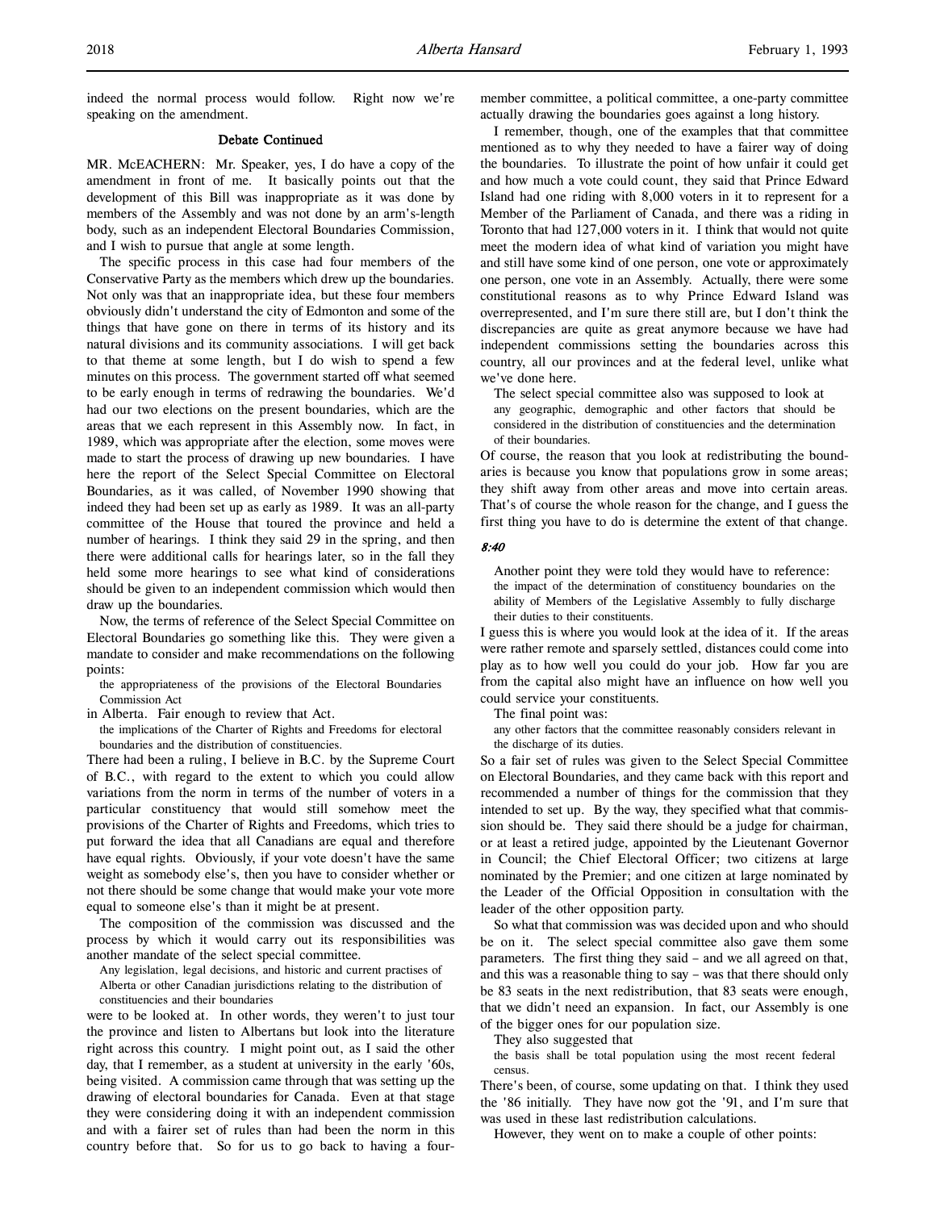indeed the normal process would follow. Right now we're speaking on the amendment.

### Debate Continued

MR. McEACHERN: Mr. Speaker, yes, I do have a copy of the amendment in front of me. It basically points out that the development of this Bill was inappropriate as it was done by members of the Assembly and was not done by an arm's-length body, such as an independent Electoral Boundaries Commission, and I wish to pursue that angle at some length.

The specific process in this case had four members of the Conservative Party as the members which drew up the boundaries. Not only was that an inappropriate idea, but these four members obviously didn't understand the city of Edmonton and some of the things that have gone on there in terms of its history and its natural divisions and its community associations. I will get back to that theme at some length, but I do wish to spend a few minutes on this process. The government started off what seemed to be early enough in terms of redrawing the boundaries. We'd had our two elections on the present boundaries, which are the areas that we each represent in this Assembly now. In fact, in 1989, which was appropriate after the election, some moves were made to start the process of drawing up new boundaries. I have here the report of the Select Special Committee on Electoral Boundaries, as it was called, of November 1990 showing that indeed they had been set up as early as 1989. It was an all-party committee of the House that toured the province and held a number of hearings. I think they said 29 in the spring, and then there were additional calls for hearings later, so in the fall they held some more hearings to see what kind of considerations should be given to an independent commission which would then draw up the boundaries.

Now, the terms of reference of the Select Special Committee on Electoral Boundaries go something like this. They were given a mandate to consider and make recommendations on the following points:

> the appropriateness of the provisions of the Electoral Boundaries Commission Act

in Alberta. Fair enough to review that Act.

> the implications of the Charter of Rights and Freedoms for electoral boundaries and the distribution of constituencies.

There had been a ruling, I believe in B.C. by the Supreme Court of B.C., with regard to the extent to which you could allow variations from the norm in terms of the number of voters in a particular constituency that would still somehow meet the provisions of the Charter of Rights and Freedoms, which tries to put forward the idea that all Canadians are equal and therefore have equal rights. Obviously, if your vote doesn't have the same weight as somebody else's, then you have to consider whether or not there should be some change that would make your vote more equal to someone else's than it might be at present.

The composition of the commission was discussed and the process by which it would carry out its responsibilities was another mandate of the select special committee.

> Any legislation, legal decisions, and historic and current practises of Alberta or other Canadian jurisdictions relating to the distribution of constituencies and their boundaries

were to be looked at. In other words, they weren't to just tour the province and listen to Albertans but look into the literature right across this country. I might point out, as I said the other day, that I remember, as a student at university in the early '60s, being visited. A commission came through that was setting up the drawing of electoral boundaries for Canada. Even at that stage they were considering doing it with an independent commission and with a fairer set of rules than had been the norm in this country before that. So for us to go back to having a four-member committee, a political committee, a one-party committee actually drawing the boundaries goes against a long history.

I remember, though, one of the examples that that committee mentioned as to why they needed to have a fairer way of doing the boundaries. To illustrate the point of how unfair it could get and how much a vote could count, they said that Prince Edward Island had one riding with 8,000 voters in it to represent for a Member of the Parliament of Canada, and there was a riding in Toronto that had 127,000 voters in it. I think that would not quite meet the modern idea of what kind of variation you might have and still have some kind of one person, one vote or approximately one person, one vote in an Assembly. Actually, there were some constitutional reasons as to why Prince Edward Island was overrepresented, and I'm sure there still are, but I don't think the discrepancies are quite as great anymore because we have had independent commissions setting the boundaries across this country, all our provinces and at the federal level, unlike what we've done here.

The select special committee also was supposed to look at

> any geographic, demographic and other factors that should be considered in the distribution of constituencies and the determination of their boundaries.

Of course, the reason that you look at redistributing the boundaries is because you know that populations grow in some areas; they shift away from other areas and move into certain areas. That's of course the whole reason for the change, and I guess the first thing you have to do is determine the extent of that change.

*8:40*

Another point they were told they would have to reference:

> the impact of the determination of constituency boundaries on the ability of Members of the Legislative Assembly to fully discharge their duties to their constituents.

I guess this is where you would look at the idea of it. If the areas were rather remote and sparsely settled, distances could come into play as to how well you could do your job. How far you are from the capital also might have an influence on how well you could service your constituents.

The final point was:

> any other factors that the committee reasonably considers relevant in the discharge of its duties.

So a fair set of rules was given to the Select Special Committee on Electoral Boundaries, and they came back with this report and recommended a number of things for the commission that they intended to set up. By the way, they specified what that commission should be. They said there should be a judge for chairman, or at least a retired judge, appointed by the Lieutenant Governor in Council; the Chief Electoral Officer; two citizens at large nominated by the Premier; and one citizen at large nominated by the Leader of the Official Opposition in consultation with the leader of the other opposition party.

So what that commission was was decided upon and who should be on it. The select special committee also gave them some parameters. The first thing they said – and we all agreed on that, and this was a reasonable thing to say – was that there should only be 83 seats in the next redistribution, that 83 seats were enough, that we didn't need an expansion. In fact, our Assembly is one of the bigger ones for our population size.

They also suggested that

> the basis shall be total population using the most recent federal census.

There's been, of course, some updating on that. I think they used the '86 initially. They have now got the '91, and I'm sure that was used in these last redistribution calculations.

However, they went on to make a couple of other points: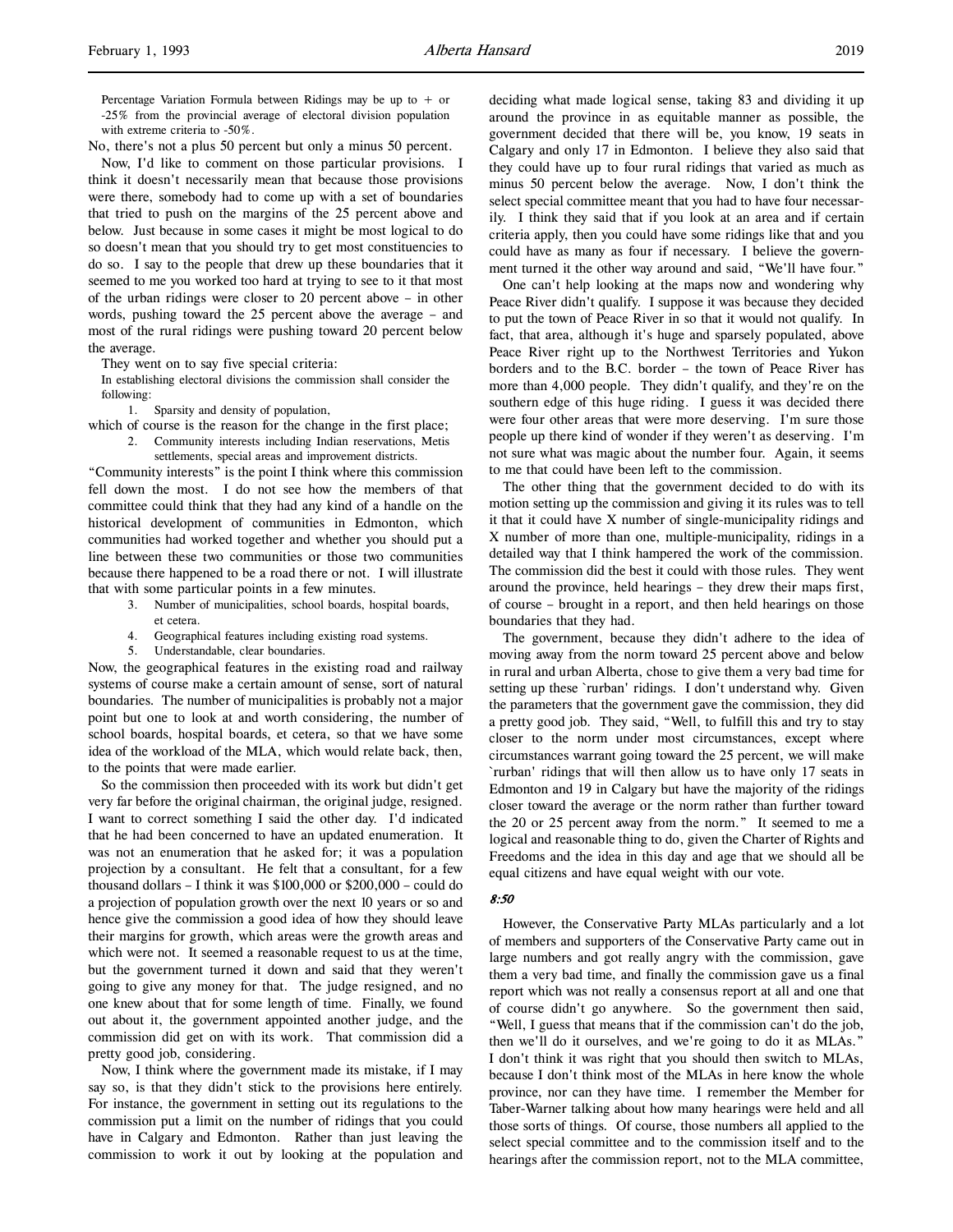Percentage Variation Formula between Ridings may be up to + or -25% from the provincial average of electoral division population with extreme criteria to -50%.

No, there's not a plus 50 percent but only a minus 50 percent.

Now, I'd like to comment on those particular provisions. I think it doesn't necessarily mean that because those provisions were there, somebody had to come up with a set of boundaries that tried to push on the margins of the 25 percent above and below. Just because in some cases it might be most logical to do so doesn't mean that you should try to get most constituencies to do so. I say to the people that drew up these boundaries that it seemed to me you worked too hard at trying to see to it that most of the urban ridings were closer to 20 percent above – in other words, pushing toward the 25 percent above the average – and most of the rural ridings were pushing toward 20 percent below the average.

They went on to say five special criteria:

> In establishing electoral divisions the commission shall consider the following:
>
> 1. Sparsity and density of population,

which of course is the reason for the change in the first place;

> 2. Community interests including Indian reservations, Metis settlements, special areas and improvement districts.

"Community interests" is the point I think where this commission fell down the most. I do not see how the members of that committee could think that they had any kind of a handle on the historical development of communities in Edmonton, which communities had worked together and whether you should put a line between these two communities or those two communities because there happened to be a road there or not. I will illustrate that with some particular points in a few minutes.

> 3. Number of municipalities, school boards, hospital boards, et cetera.
> 4. Geographical features including existing road systems.
> 5. Understandable, clear boundaries.

Now, the geographical features in the existing road and railway systems of course make a certain amount of sense, sort of natural boundaries. The number of municipalities is probably not a major point but one to look at and worth considering, the number of school boards, hospital boards, et cetera, so that we have some idea of the workload of the MLA, which would relate back, then, to the points that were made earlier.

So the commission then proceeded with its work but didn't get very far before the original chairman, the original judge, resigned. I want to correct something I said the other day. I'd indicated that he had been concerned to have an updated enumeration. It was not an enumeration that he asked for; it was a population projection by a consultant. He felt that a consultant, for a few thousand dollars – I think it was $100,000 or $200,000 – could do a projection of population growth over the next 10 years or so and hence give the commission a good idea of how they should leave their margins for growth, which areas were the growth areas and which were not. It seemed a reasonable request to us at the time, but the government turned it down and said that they weren't going to give any money for that. The judge resigned, and no one knew about that for some length of time. Finally, we found out about it, the government appointed another judge, and the commission did get on with its work. That commission did a pretty good job, considering.

Now, I think where the government made its mistake, if I may say so, is that they didn't stick to the provisions here entirely. For instance, the government in setting out its regulations to the commission put a limit on the number of ridings that you could have in Calgary and Edmonton. Rather than just leaving the commission to work it out by looking at the population and deciding what made logical sense, taking 83 and dividing it up around the province in as equitable manner as possible, the government decided that there will be, you know, 19 seats in Calgary and only 17 in Edmonton. I believe they also said that they could have up to four rural ridings that varied as much as minus 50 percent below the average. Now, I don't think the select special committee meant that you had to have four necessarily. I think they said that if you look at an area and if certain criteria apply, then you could have some ridings like that and you could have as many as four if necessary. I believe the government turned it the other way around and said, "We'll have four."

One can't help looking at the maps now and wondering why Peace River didn't qualify. I suppose it was because they decided to put the town of Peace River in so that it would not qualify. In fact, that area, although it's huge and sparsely populated, above Peace River right up to the Northwest Territories and Yukon borders and to the B.C. border – the town of Peace River has more than 4,000 people. They didn't qualify, and they're on the southern edge of this huge riding. I guess it was decided there were four other areas that were more deserving. I'm sure those people up there kind of wonder if they weren't as deserving. I'm not sure what was magic about the number four. Again, it seems to me that could have been left to the commission.

The other thing that the government decided to do with its motion setting up the commission and giving it its rules was to tell it that it could have X number of single-municipality ridings and X number of more than one, multiple-municipality, ridings in a detailed way that I think hampered the work of the commission. The commission did the best it could with those rules. They went around the province, held hearings – they drew their maps first, of course – brought in a report, and then held hearings on those boundaries that they had.

The government, because they didn't adhere to the idea of moving away from the norm toward 25 percent above and below in rural and urban Alberta, chose to give them a very bad time for setting up these 'rurban' ridings. I don't understand why. Given the parameters that the government gave the commission, they did a pretty good job. They said, "Well, to fulfill this and try to stay closer to the norm under most circumstances, except where circumstances warrant going toward the 25 percent, we will make 'rurban' ridings that will then allow us to have only 17 seats in Edmonton and 19 in Calgary but have the majority of the ridings closer toward the average or the norm rather than further toward the 20 or 25 percent away from the norm." It seemed to me a logical and reasonable thing to do, given the Charter of Rights and Freedoms and the idea in this day and age that we should all be equal citizens and have equal weight with our vote.

*8:50*

However, the Conservative Party MLAs particularly and a lot of members and supporters of the Conservative Party came out in large numbers and got really angry with the commission, gave them a very bad time, and finally the commission gave us a final report which was not really a consensus report at all and one that of course didn't go anywhere. So the government then said, "Well, I guess that means that if the commission can't do the job, then we'll do it ourselves, and we're going to do it as MLAs." I don't think it was right that you should then switch to MLAs, because I don't think most of the MLAs in here know the whole province, nor can they have time. I remember the Member for Taber-Warner talking about how many hearings were held and all those sorts of things. Of course, those numbers all applied to the select special committee and to the commission itself and to the hearings after the commission report, not to the MLA committee,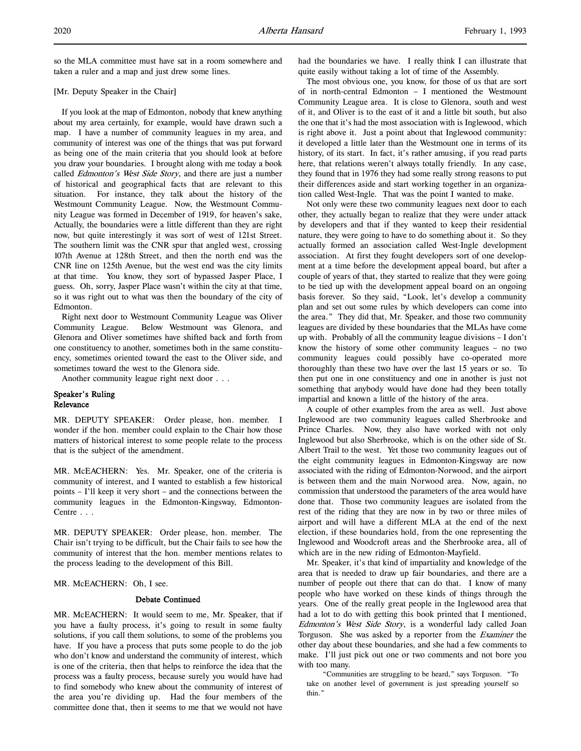so the MLA committee must have sat in a room somewhere and taken a ruler and a map and just drew some lines.

[Mr. Deputy Speaker in the Chair]

If you look at the map of Edmonton, nobody that knew anything about my area certainly, for example, would have drawn such a map. I have a number of community leagues in my area, and community of interest was one of the things that was put forward as being one of the main criteria that you should look at before you draw your boundaries. I brought along with me today a book called *Edmonton's West Side Story*, and there are just a number of historical and geographical facts that are relevant to this situation. For instance, they talk about the history of the Westmount Community League. Now, the Westmount Community League was formed in December of 1919, for heaven's sake, Actually, the boundaries were a little different than they are right now, but quite interestingly it was sort of west of 121st Street. The southern limit was the CNR spur that angled west, crossing 107th Avenue at 128th Street, and then the north end was the CNR line on 125th Avenue, but the west end was the city limits at that time. You know, they sort of bypassed Jasper Place, I guess. Oh, sorry, Jasper Place wasn't within the city at that time, so it was right out to what was then the boundary of the city of Edmonton.

Right next door to Westmount Community League was Oliver Community League. Below Westmount was Glenora, and Glenora and Oliver sometimes have shifted back and forth from one constituency to another, sometimes both in the same constituency, sometimes oriented toward the east to the Oliver side, and sometimes toward the west to the Glenora side.

Another community league right next door . . .

### Speaker's Ruling
### Relevance

MR. DEPUTY SPEAKER: Order please, hon. member. I wonder if the hon. member could explain to the Chair how those matters of historical interest to some people relate to the process that is the subject of the amendment.

MR. McEACHERN: Yes. Mr. Speaker, one of the criteria is community of interest, and I wanted to establish a few historical points – I'll keep it very short – and the connections between the community leagues in the Edmonton-Kingsway, Edmonton-Centre . . .

MR. DEPUTY SPEAKER: Order please, hon. member. The Chair isn't trying to be difficult, but the Chair fails to see how the community of interest that the hon. member mentions relates to the process leading to the development of this Bill.

MR. McEACHERN: Oh, I see.

### Debate Continued

MR. McEACHERN: It would seem to me, Mr. Speaker, that if you have a faulty process, it's going to result in some faulty solutions, if you call them solutions, to some of the problems you have. If you have a process that puts some people to do the job who don't know and understand the community of interest, which is one of the criteria, then that helps to reinforce the idea that the process was a faulty process, because surely you would have had to find somebody who knew about the community of interest of the area you're dividing up. Had the four members of the committee done that, then it seems to me that we would not have had the boundaries we have. I really think I can illustrate that quite easily without taking a lot of time of the Assembly.

The most obvious one, you know, for those of us that are sort of in north-central Edmonton – I mentioned the Westmount Community League area. It is close to Glenora, south and west of it, and Oliver is to the east of it and a little bit south, but also the one that it's had the most association with is Inglewood, which is right above it. Just a point about that Inglewood community: it developed a little later than the Westmount one in terms of its history, of its start. In fact, it's rather amusing, if you read parts here, that relations weren't always totally friendly. In any case, they found that in 1976 they had some really strong reasons to put their differences aside and start working together in an organization called West-Ingle. That was the point I wanted to make.

Not only were these two community leagues next door to each other, they actually began to realize that they were under attack by developers and that if they wanted to keep their residential nature, they were going to have to do something about it. So they actually formed an association called West-Ingle development association. At first they fought developers sort of one development at a time before the development appeal board, but after a couple of years of that, they started to realize that they were going to be tied up with the development appeal board on an ongoing basis forever. So they said, "Look, let's develop a community plan and set out some rules by which developers can come into the area." They did that, Mr. Speaker, and those two community leagues are divided by these boundaries that the MLAs have come up with. Probably of all the community league divisions – I don't know the history of some other community leagues – no two community leagues could possibly have co-operated more thoroughly than these two have over the last 15 years or so. To then put one in one constituency and one in another is just not something that anybody would have done had they been totally impartial and known a little of the history of the area.

A couple of other examples from the area as well. Just above Inglewood are two community leagues called Sherbrooke and Prince Charles. Now, they also have worked with not only Inglewood but also Sherbrooke, which is on the other side of St. Albert Trail to the west. Yet those two community leagues out of the eight community leagues in Edmonton-Kingsway are now associated with the riding of Edmonton-Norwood, and the airport is between them and the main Norwood area. Now, again, no commission that understood the parameters of the area would have done that. Those two community leagues are isolated from the rest of the riding that they are now in by two or three miles of airport and will have a different MLA at the end of the next election, if these boundaries hold, from the one representing the Inglewood and Woodcroft areas and the Sherbrooke area, all of which are in the new riding of Edmonton-Mayfield.

Mr. Speaker, it's that kind of impartiality and knowledge of the area that is needed to draw up fair boundaries, and there are a number of people out there that can do that. I know of many people who have worked on these kinds of things through the years. One of the really great people in the Inglewood area that had a lot to do with getting this book printed that I mentioned, *Edmonton's West Side Story*, is a wonderful lady called Joan Torguson. She was asked by a reporter from the *Examiner* the other day about these boundaries, and she had a few comments to make. I'll just pick out one or two comments and not bore you with too many.

> "Communities are struggling to be heard," says Torguson. "To take on another level of government is just spreading yourself so thin."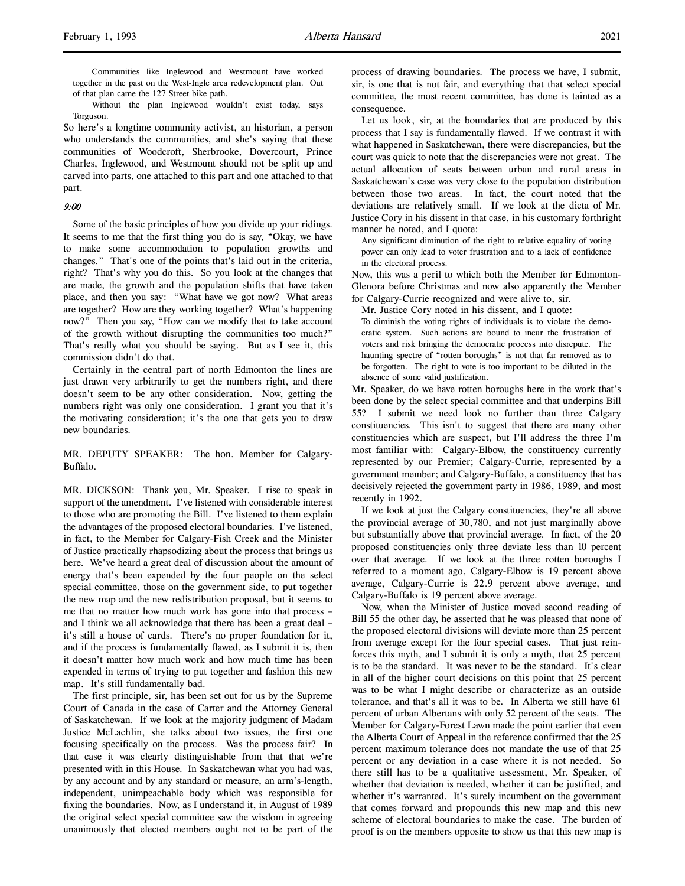> Communities like Inglewood and Westmount have worked together in the past on the West-Ingle area redevelopment plan. Out of that plan came the 127 Street bike path.
>
> Without the plan Inglewood wouldn't exist today, says Torguson.

So here's a longtime community activist, an historian, a person who understands the communities, and she's saying that these communities of Woodcroft, Sherbrooke, Dovercourt, Prince Charles, Inglewood, and Westmount should not be split up and carved into parts, one attached to this part and one attached to that part.

*9:00*

Some of the basic principles of how you divide up your ridings. It seems to me that the first thing you do is say, "Okay, we have to make some accommodation to population growths and changes." That's one of the points that's laid out in the criteria, right? That's why you do this. So you look at the changes that are made, the growth and the population shifts that have taken place, and then you say: "What have we got now? What areas are together? How are they working together? What's happening now?" Then you say, "How can we modify that to take account of the growth without disrupting the communities too much?" That's really what you should be saying. But as I see it, this commission didn't do that.

Certainly in the central part of north Edmonton the lines are just drawn very arbitrarily to get the numbers right, and there doesn't seem to be any other consideration. Now, getting the numbers right was only one consideration. I grant you that it's the motivating consideration; it's the one that gets you to draw new boundaries.

MR. DEPUTY SPEAKER: The hon. Member for Calgary-Buffalo.

MR. DICKSON: Thank you, Mr. Speaker. I rise to speak in support of the amendment. I've listened with considerable interest to those who are promoting the Bill. I've listened to them explain the advantages of the proposed electoral boundaries. I've listened, in fact, to the Member for Calgary-Fish Creek and the Minister of Justice practically rhapsodizing about the process that brings us here. We've heard a great deal of discussion about the amount of energy that's been expended by the four people on the select special committee, those on the government side, to put together the new map and the new redistribution proposal, but it seems to me that no matter how much work has gone into that process – and I think we all acknowledge that there has been a great deal – it's still a house of cards. There's no proper foundation for it, and if the process is fundamentally flawed, as I submit it is, then it doesn't matter how much work and how much time has been expended in terms of trying to put together and fashion this new map. It's still fundamentally bad.

The first principle, sir, has been set out for us by the Supreme Court of Canada in the case of Carter and the Attorney General of Saskatchewan. If we look at the majority judgment of Madam Justice McLachlin, she talks about two issues, the first one focusing specifically on the process. Was the process fair? In that case it was clearly distinguishable from that that we're presented with in this House. In Saskatchewan what you had was, by any account and by any standard or measure, an arm's-length, independent, unimpeachable body which was responsible for fixing the boundaries. Now, as I understand it, in August of 1989 the original select special committee saw the wisdom in agreeing unanimously that elected members ought not to be part of the process of drawing boundaries. The process we have, I submit, sir, is one that is not fair, and everything that that select special committee, the most recent committee, has done is tainted as a consequence.

Let us look, sir, at the boundaries that are produced by this process that I say is fundamentally flawed. If we contrast it with what happened in Saskatchewan, there were discrepancies, but the court was quick to note that the discrepancies were not great. The actual allocation of seats between urban and rural areas in Saskatchewan's case was very close to the population distribution between those two areas. In fact, the court noted that the deviations are relatively small. If we look at the dicta of Mr. Justice Cory in his dissent in that case, in his customary forthright manner he noted, and I quote:

> Any significant diminution of the right to relative equality of voting power can only lead to voter frustration and to a lack of confidence in the electoral process.

Now, this was a peril to which both the Member for Edmonton-Glenora before Christmas and now also apparently the Member for Calgary-Currie recognized and were alive to, sir.

Mr. Justice Cory noted in his dissent, and I quote:

> To diminish the voting rights of individuals is to violate the democratic system. Such actions are bound to incur the frustration of voters and risk bringing the democratic process into disrepute. The haunting spectre of "rotten boroughs" is not that far removed as to be forgotten. The right to vote is too important to be diluted in the absence of some valid justification.

Mr. Speaker, do we have rotten boroughs here in the work that's been done by the select special committee and that underpins Bill 55? I submit we need look no further than three Calgary constituencies. This isn't to suggest that there are many other constituencies which are suspect, but I'll address the three I'm most familiar with: Calgary-Elbow, the constituency currently represented by our Premier; Calgary-Currie, represented by a government member; and Calgary-Buffalo, a constituency that has decisively rejected the government party in 1986, 1989, and most recently in 1992.

If we look at just the Calgary constituencies, they're all above the provincial average of 30,780, and not just marginally above but substantially above that provincial average. In fact, of the 20 proposed constituencies only three deviate less than 10 percent over that average. If we look at the three rotten boroughs I referred to a moment ago, Calgary-Elbow is 19 percent above average, Calgary-Currie is 22.9 percent above average, and Calgary-Buffalo is 19 percent above average.

Now, when the Minister of Justice moved second reading of Bill 55 the other day, he asserted that he was pleased that none of the proposed electoral divisions will deviate more than 25 percent from average except for the four special cases. That just reinforces this myth, and I submit it is only a myth, that 25 percent is to be the standard. It was never to be the standard. It's clear in all of the higher court decisions on this point that 25 percent was to be what I might describe or characterize as an outside tolerance, and that's all it was to be. In Alberta we still have 61 percent of urban Albertans with only 52 percent of the seats. The Member for Calgary-Forest Lawn made the point earlier that even the Alberta Court of Appeal in the reference confirmed that the 25 percent maximum tolerance does not mandate the use of that 25 percent or any deviation in a case where it is not needed. So there still has to be a qualitative assessment, Mr. Speaker, of whether that deviation is needed, whether it can be justified, and whether it's warranted. It's surely incumbent on the government that comes forward and propounds this new map and this new scheme of electoral boundaries to make the case. The burden of proof is on the members opposite to show us that this new map is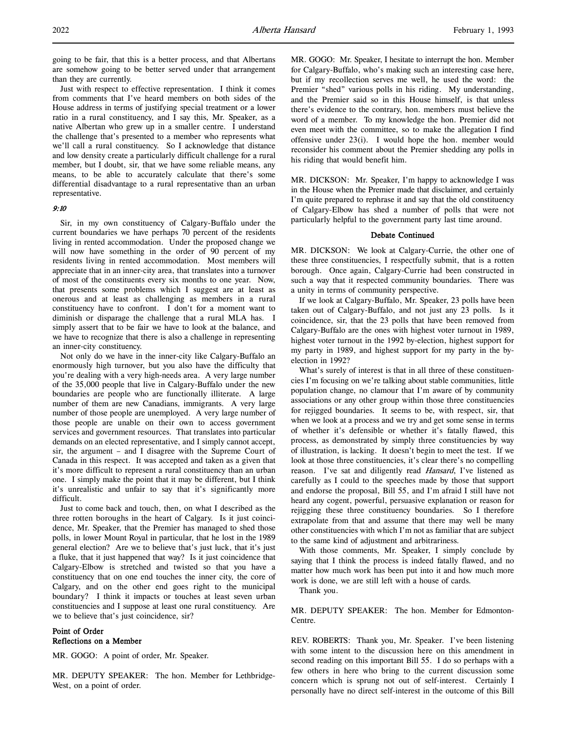going to be fair, that this is a better process, and that Albertans are somehow going to be better served under that arrangement than they are currently.

Just with respect to effective representation. I think it comes from comments that I've heard members on both sides of the House address in terms of justifying special treatment or a lower ratio in a rural constituency, and I say this, Mr. Speaker, as a native Albertan who grew up in a smaller centre. I understand the challenge that's presented to a member who represents what we'll call a rural constituency. So I acknowledge that distance and low density create a particularly difficult challenge for a rural member, but I doubt, sir, that we have some reliable means, any means, to be able to accurately calculate that there's some differential disadvantage to a rural representative than an urban representative.

*9:10*

Sir, in my own constituency of Calgary-Buffalo under the current boundaries we have perhaps 70 percent of the residents living in rented accommodation. Under the proposed change we will now have something in the order of 90 percent of my residents living in rented accommodation. Most members will appreciate that in an inner-city area, that translates into a turnover of most of the constituents every six months to one year. Now, that presents some problems which I suggest are at least as onerous and at least as challenging as members in a rural constituency have to confront. I don't for a moment want to diminish or disparage the challenge that a rural MLA has. I simply assert that to be fair we have to look at the balance, and we have to recognize that there is also a challenge in representing an inner-city constituency.

Not only do we have in the inner-city like Calgary-Buffalo an enormously high turnover, but you also have the difficulty that you're dealing with a very high-needs area. A very large number of the 35,000 people that live in Calgary-Buffalo under the new boundaries are people who are functionally illiterate. A large number of them are new Canadians, immigrants. A very large number of those people are unemployed. A very large number of those people are unable on their own to access government services and government resources. That translates into particular demands on an elected representative, and I simply cannot accept, sir, the argument – and I disagree with the Supreme Court of Canada in this respect. It was accepted and taken as a given that it's more difficult to represent a rural constituency than an urban one. I simply make the point that it may be different, but I think it's unrealistic and unfair to say that it's significantly more difficult.

Just to come back and touch, then, on what I described as the three rotten boroughs in the heart of Calgary. Is it just coincidence, Mr. Speaker, that the Premier has managed to shed those polls, in lower Mount Royal in particular, that he lost in the 1989 general election? Are we to believe that's just luck, that it's just a fluke, that it just happened that way? Is it just coincidence that Calgary-Elbow is stretched and twisted so that you have a constituency that on one end touches the inner city, the core of Calgary, and on the other end goes right to the municipal boundary? I think it impacts or touches at least seven urban constituencies and I suppose at least one rural constituency. Are we to believe that's just coincidence, sir?

**Point of Order**
**Reflections on a Member**

MR. GOGO: A point of order, Mr. Speaker.

MR. DEPUTY SPEAKER: The hon. Member for Lethbridge-West, on a point of order.

MR. GOGO: Mr. Speaker, I hesitate to interrupt the hon. Member for Calgary-Buffalo, who's making such an interesting case here, but if my recollection serves me well, he used the word: the Premier "shed" various polls in his riding. My understanding, and the Premier said so in this House himself, is that unless there's evidence to the contrary, hon. members must believe the word of a member. To my knowledge the hon. Premier did not even meet with the committee, so to make the allegation I find offensive under 23(i). I would hope the hon. member would reconsider his comment about the Premier shedding any polls in his riding that would benefit him.

MR. DICKSON: Mr. Speaker, I'm happy to acknowledge I was in the House when the Premier made that disclaimer, and certainly I'm quite prepared to rephrase it and say that the old constituency of Calgary-Elbow has shed a number of polls that were not particularly helpful to the government party last time around.

**Debate Continued**

MR. DICKSON: We look at Calgary-Currie, the other one of these three constituencies, I respectfully submit, that is a rotten borough. Once again, Calgary-Currie had been constructed in such a way that it respected community boundaries. There was a unity in terms of community perspective.

If we look at Calgary-Buffalo, Mr. Speaker, 23 polls have been taken out of Calgary-Buffalo, and not just any 23 polls. Is it coincidence, sir, that the 23 polls that have been removed from Calgary-Buffalo are the ones with highest voter turnout in 1989, highest voter turnout in the 1992 by-election, highest support for my party in 1989, and highest support for my party in the by-election in 1992?

What's surely of interest is that in all three of these constituencies I'm focusing on we're talking about stable communities, little population change, no clamour that I'm aware of by community associations or any other group within those three constituencies for rejigged boundaries. It seems to be, with respect, sir, that when we look at a process and we try and get some sense in terms of whether it's defensible or whether it's fatally flawed, this process, as demonstrated by simply three constituencies by way of illustration, is lacking. It doesn't begin to meet the test. If we look at those three constituencies, it's clear there's no compelling reason. I've sat and diligently read *Hansard*, I've listened as carefully as I could to the speeches made by those that support and endorse the proposal, Bill 55, and I'm afraid I still have not heard any cogent, powerful, persuasive explanation or reason for rejigging these three constituency boundaries. So I therefore extrapolate from that and assume that there may well be many other constituencies with which I'm not as familiar that are subject to the same kind of adjustment and arbitrariness.

With those comments, Mr. Speaker, I simply conclude by saying that I think the process is indeed fatally flawed, and no matter how much work has been put into it and how much more work is done, we are still left with a house of cards.

Thank you.

MR. DEPUTY SPEAKER: The hon. Member for Edmonton-Centre.

REV. ROBERTS: Thank you, Mr. Speaker. I've been listening with some intent to the discussion here on this amendment in second reading on this important Bill 55. I do so perhaps with a few others in here who bring to the current discussion some concern which is sprung not out of self-interest. Certainly I personally have no direct self-interest in the outcome of this Bill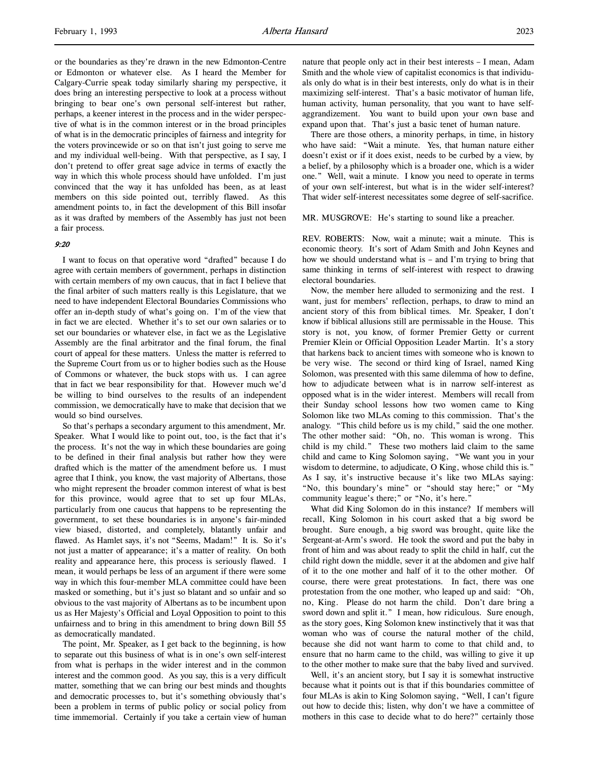or the boundaries as they're drawn in the new Edmonton-Centre or Edmonton or whatever else. As I heard the Member for Calgary-Currie speak today similarly sharing my perspective, it does bring an interesting perspective to look at a process without bringing to bear one's own personal self-interest but rather, perhaps, a keener interest in the process and in the wider perspective of what is in the common interest or in the broad principles of what is in the democratic principles of fairness and integrity for the voters provincewide or so on that isn't just going to serve me and my individual well-being. With that perspective, as I say, I don't pretend to offer great sage advice in terms of exactly the way in which this whole process should have unfolded. I'm just convinced that the way it has unfolded has been, as at least members on this side pointed out, terribly flawed. As this amendment points to, in fact the development of this Bill insofar as it was drafted by members of the Assembly has just not been a fair process.

*9:20*

I want to focus on that operative word "drafted" because I do agree with certain members of government, perhaps in distinction with certain members of my own caucus, that in fact I believe that the final arbiter of such matters really is this Legislature, that we need to have independent Electoral Boundaries Commissions who offer an in-depth study of what's going on. I'm of the view that in fact we are elected. Whether it's to set our own salaries or to set our boundaries or whatever else, in fact we as the Legislative Assembly are the final arbitrator and the final forum, the final court of appeal for these matters. Unless the matter is referred to the Supreme Court from us or to higher bodies such as the House of Commons or whatever, the buck stops with us. I can agree that in fact we bear responsibility for that. However much we'd be willing to bind ourselves to the results of an independent commission, we democratically have to make that decision that we would so bind ourselves.

So that's perhaps a secondary argument to this amendment, Mr. Speaker. What I would like to point out, too, is the fact that it's the process. It's not the way in which these boundaries are going to be defined in their final analysis but rather how they were drafted which is the matter of the amendment before us. I must agree that I think, you know, the vast majority of Albertans, those who might represent the broader common interest of what is best for this province, would agree that to set up four MLAs, particularly from one caucus that happens to be representing the government, to set these boundaries is in anyone's fair-minded view biased, distorted, and completely, blatantly unfair and flawed. As Hamlet says, it's not "Seems, Madam!" It is. So it's not just a matter of appearance; it's a matter of reality. On both reality and appearance here, this process is seriously flawed. I mean, it would perhaps be less of an argument if there were some way in which this four-member MLA committee could have been masked or something, but it's just so blatant and so unfair and so obvious to the vast majority of Albertans as to be incumbent upon us as Her Majesty's Official and Loyal Opposition to point to this unfairness and to bring in this amendment to bring down Bill 55 as democratically mandated.

The point, Mr. Speaker, as I get back to the beginning, is how to separate out this business of what is in one's own self-interest from what is perhaps in the wider interest and in the common interest and the common good. As you say, this is a very difficult matter, something that we can bring our best minds and thoughts and democratic processes to, but it's something obviously that's been a problem in terms of public policy or social policy from time immemorial. Certainly if you take a certain view of human nature that people only act in their best interests – I mean, Adam Smith and the whole view of capitalist economics is that individuals only do what is in their best interests, only do what is in their maximizing self-interest. That's a basic motivator of human life, human activity, human personality, that you want to have self-aggrandizement. You want to build upon your own base and expand upon that. That's just a basic tenet of human nature.

There are those others, a minority perhaps, in time, in history who have said: "Wait a minute. Yes, that human nature either doesn't exist or if it does exist, needs to be curbed by a view, by a belief, by a philosophy which is a broader one, which is a wider one." Well, wait a minute. I know you need to operate in terms of your own self-interest, but what is in the wider self-interest? That wider self-interest necessitates some degree of self-sacrifice.

MR. MUSGROVE: He's starting to sound like a preacher.

REV. ROBERTS: Now, wait a minute; wait a minute. This is economic theory. It's sort of Adam Smith and John Keynes and how we should understand what is – and I'm trying to bring that same thinking in terms of self-interest with respect to drawing electoral boundaries.

Now, the member here alluded to sermonizing and the rest. I want, just for members' reflection, perhaps, to draw to mind an ancient story of this from biblical times. Mr. Speaker, I don't know if biblical allusions still are permissable in the House. This story is not, you know, of former Premier Getty or current Premier Klein or Official Opposition Leader Martin. It's a story that harkens back to ancient times with someone who is known to be very wise. The second or third king of Israel, named King Solomon, was presented with this same dilemma of how to define, how to adjudicate between what is in narrow self-interest as opposed what is in the wider interest. Members will recall from their Sunday school lessons how two women came to King Solomon like two MLAs coming to this commission. That's the analogy. "This child before us is my child," said the one mother. The other mother said: "Oh, no. This woman is wrong. This child is my child." These two mothers laid claim to the same child and came to King Solomon saying, "We want you in your wisdom to determine, to adjudicate, O King, whose child this is." As I say, it's instructive because it's like two MLAs saying: "No, this boundary's mine" or "should stay here;" or "My community league's there;" or "No, it's here."

What did King Solomon do in this instance? If members will recall, King Solomon in his court asked that a big sword be brought. Sure enough, a big sword was brought, quite like the Sergeant-at-Arm's sword. He took the sword and put the baby in front of him and was about ready to split the child in half, cut the child right down the middle, sever it at the abdomen and give half of it to the one mother and half of it to the other mother. Of course, there were great protestations. In fact, there was one protestation from the one mother, who leaped up and said: "Oh, no, King. Please do not harm the child. Don't dare bring a sword down and split it." I mean, how ridiculous. Sure enough, as the story goes, King Solomon knew instinctively that it was that woman who was of course the natural mother of the child, because she did not want harm to come to that child and, to ensure that no harm came to the child, was willing to give it up to the other mother to make sure that the baby lived and survived.

Well, it's an ancient story, but I say it is somewhat instructive because what it points out is that if this boundaries committee of four MLAs is akin to King Solomon saying, "Well, I can't figure out how to decide this; listen, why don't we have a committee of mothers in this case to decide what to do here?" certainly those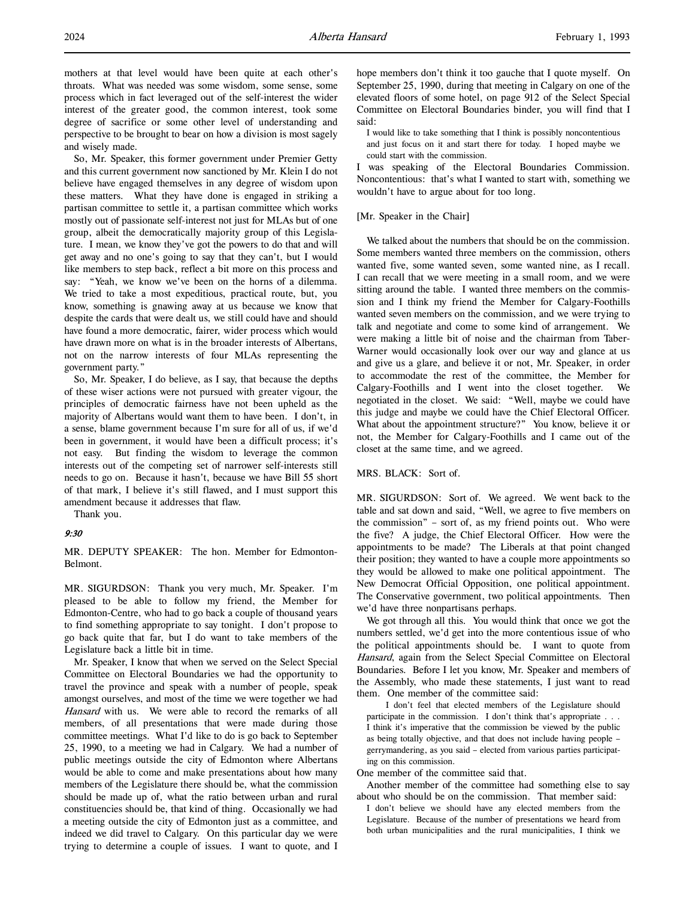mothers at that level would have been quite at each other's throats. What was needed was some wisdom, some sense, some process which in fact leveraged out of the self-interest the wider interest of the greater good, the common interest, took some degree of sacrifice or some other level of understanding and perspective to be brought to bear on how a division is most sagely and wisely made.

So, Mr. Speaker, this former government under Premier Getty and this current government now sanctioned by Mr. Klein I do not believe have engaged themselves in any degree of wisdom upon these matters. What they have done is engaged in striking a partisan committee to settle it, a partisan committee which works mostly out of passionate self-interest not just for MLAs but of one group, albeit the democratically majority group of this Legislature. I mean, we know they've got the powers to do that and will get away and no one's going to say that they can't, but I would like members to step back, reflect a bit more on this process and say: "Yeah, we know we've been on the horns of a dilemma. We tried to take a most expeditious, practical route, but, you know, something is gnawing away at us because we know that despite the cards that were dealt us, we still could have and should have found a more democratic, fairer, wider process which would have drawn more on what is in the broader interests of Albertans, not on the narrow interests of four MLAs representing the government party."

So, Mr. Speaker, I do believe, as I say, that because the depths of these wiser actions were not pursued with greater vigour, the principles of democratic fairness have not been upheld as the majority of Albertans would want them to have been. I don't, in a sense, blame government because I'm sure for all of us, if we'd been in government, it would have been a difficult process; it's not easy. But finding the wisdom to leverage the common interests out of the competing set of narrower self-interests still needs to go on. Because it hasn't, because we have Bill 55 short of that mark, I believe it's still flawed, and I must support this amendment because it addresses that flaw.

Thank you.

*9:30*

MR. DEPUTY SPEAKER: The hon. Member for Edmonton-Belmont.

MR. SIGURDSON: Thank you very much, Mr. Speaker. I'm pleased to be able to follow my friend, the Member for Edmonton-Centre, who had to go back a couple of thousand years to find something appropriate to say tonight. I don't propose to go back quite that far, but I do want to take members of the Legislature back a little bit in time.

Mr. Speaker, I know that when we served on the Select Special Committee on Electoral Boundaries we had the opportunity to travel the province and speak with a number of people, speak amongst ourselves, and most of the time we were together we had *Hansard* with us. We were able to record the remarks of all members, of all presentations that were made during those committee meetings. What I'd like to do is go back to September 25, 1990, to a meeting we had in Calgary. We had a number of public meetings outside the city of Edmonton where Albertans would be able to come and make presentations about how many members of the Legislature there should be, what the commission should be made up of, what the ratio between urban and rural constituencies should be, that kind of thing. Occasionally we had a meeting outside the city of Edmonton just as a committee, and indeed we did travel to Calgary. On this particular day we were trying to determine a couple of issues. I want to quote, and I hope members don't think it too gauche that I quote myself. On September 25, 1990, during that meeting in Calgary on one of the elevated floors of some hotel, on page 912 of the Select Special Committee on Electoral Boundaries binder, you will find that I said:

> I would like to take something that I think is possibly noncontentious and just focus on it and start there for today. I hoped maybe we could start with the commission.

I was speaking of the Electoral Boundaries Commission. Noncontentious: that's what I wanted to start with, something we wouldn't have to argue about for too long.

[Mr. Speaker in the Chair]

We talked about the numbers that should be on the commission. Some members wanted three members on the commission, others wanted five, some wanted seven, some wanted nine, as I recall. I can recall that we were meeting in a small room, and we were sitting around the table. I wanted three members on the commission and I think my friend the Member for Calgary-Foothills wanted seven members on the commission, and we were trying to talk and negotiate and come to some kind of arrangement. We were making a little bit of noise and the chairman from Taber-Warner would occasionally look over our way and glance at us and give us a glare, and believe it or not, Mr. Speaker, in order to accommodate the rest of the committee, the Member for Calgary-Foothills and I went into the closet together. We negotiated in the closet. We said: "Well, maybe we could have this judge and maybe we could have the Chief Electoral Officer. What about the appointment structure?" You know, believe it or not, the Member for Calgary-Foothills and I came out of the closet at the same time, and we agreed.

MRS. BLACK: Sort of.

MR. SIGURDSON: Sort of. We agreed. We went back to the table and sat down and said, "Well, we agree to five members on the commission" – sort of, as my friend points out. Who were the five? A judge, the Chief Electoral Officer. How were the appointments to be made? The Liberals at that point changed their position; they wanted to have a couple more appointments so they would be allowed to make one political appointment. The New Democrat Official Opposition, one political appointment. The Conservative government, two political appointments. Then we'd have three nonpartisans perhaps.

We got through all this. You would think that once we got the numbers settled, we'd get into the more contentious issue of who the political appointments should be. I want to quote from *Hansard*, again from the Select Special Committee on Electoral Boundaries. Before I let you know, Mr. Speaker and members of the Assembly, who made these statements, I just want to read them. One member of the committee said:

> I don't feel that elected members of the Legislature should participate in the commission. I don't think that's appropriate . . . I think it's imperative that the commission be viewed by the public as being totally objective, and that does not include having people – gerrymandering, as you said – elected from various parties participating on this commission.

One member of the committee said that.

Another member of the committee had something else to say about who should be on the commission. That member said:

> I don't believe we should have any elected members from the Legislature. Because of the number of presentations we heard from both urban municipalities and the rural municipalities, I think we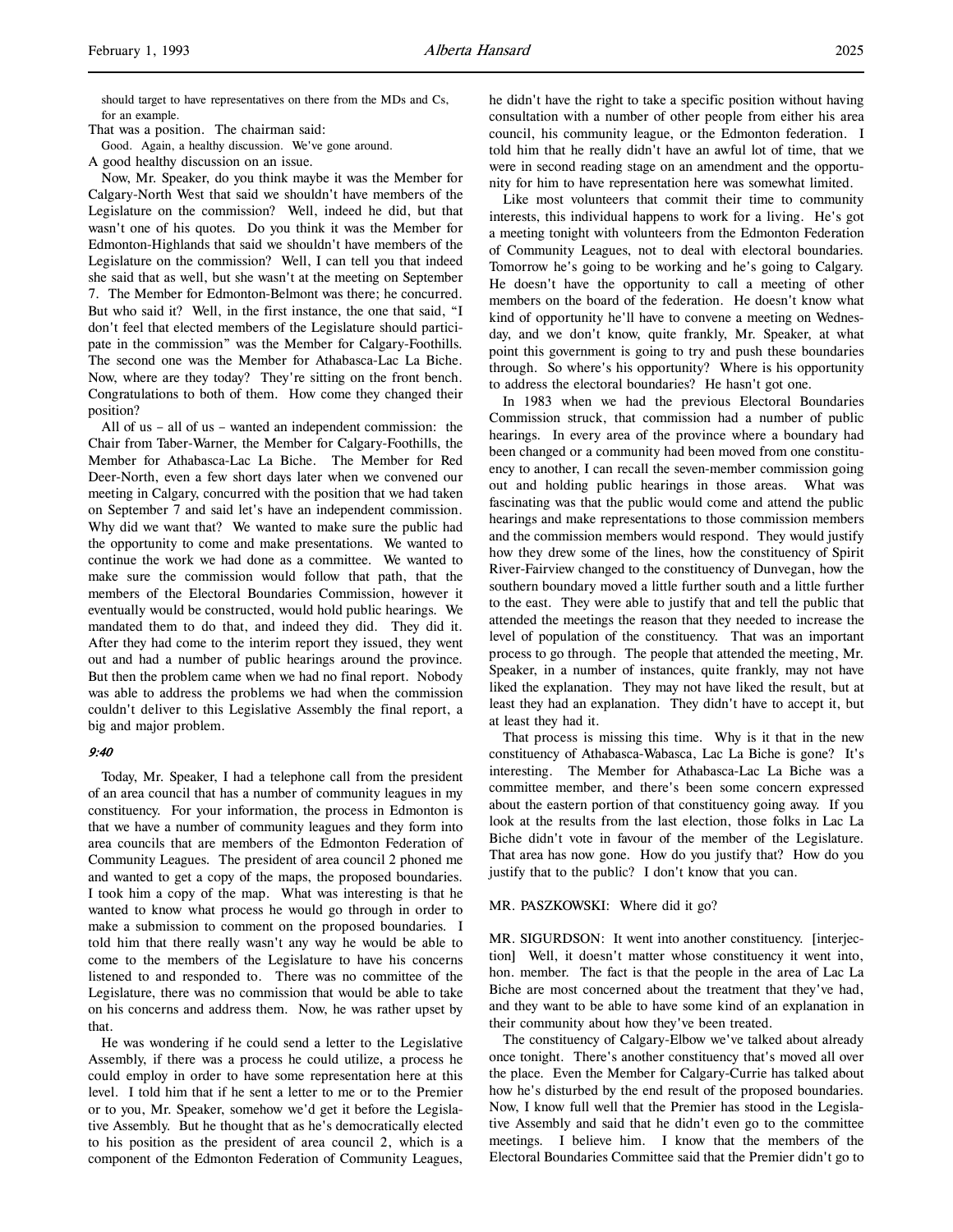should target to have representatives on there from the MDs and Cs, for an example.

That was a position. The chairman said:

Good. Again, a healthy discussion. We've gone around.

A good healthy discussion on an issue.

Now, Mr. Speaker, do you think maybe it was the Member for Calgary-North West that said we shouldn't have members of the Legislature on the commission? Well, indeed he did, but that wasn't one of his quotes. Do you think it was the Member for Edmonton-Highlands that said we shouldn't have members of the Legislature on the commission? Well, I can tell you that indeed she said that as well, but she wasn't at the meeting on September 7. The Member for Edmonton-Belmont was there; he concurred. But who said it? Well, in the first instance, the one that said, "I don't feel that elected members of the Legislature should participate in the commission" was the Member for Calgary-Foothills. The second one was the Member for Athabasca-Lac La Biche. Now, where are they today? They're sitting on the front bench. Congratulations to both of them. How come they changed their position?

All of us – all of us – wanted an independent commission: the Chair from Taber-Warner, the Member for Calgary-Foothills, the Member for Athabasca-Lac La Biche. The Member for Red Deer-North, even a few short days later when we convened our meeting in Calgary, concurred with the position that we had taken on September 7 and said let's have an independent commission. Why did we want that? We wanted to make sure the public had the opportunity to come and make presentations. We wanted to continue the work we had done as a committee. We wanted to make sure the commission would follow that path, that the members of the Electoral Boundaries Commission, however it eventually would be constructed, would hold public hearings. We mandated them to do that, and indeed they did. They did it. After they had come to the interim report they issued, they went out and had a number of public hearings around the province. But then the problem came when we had no final report. Nobody was able to address the problems we had when the commission couldn't deliver to this Legislative Assembly the final report, a big and major problem.

*9:40*

Today, Mr. Speaker, I had a telephone call from the president of an area council that has a number of community leagues in my constituency. For your information, the process in Edmonton is that we have a number of community leagues and they form into area councils that are members of the Edmonton Federation of Community Leagues. The president of area council 2 phoned me and wanted to get a copy of the maps, the proposed boundaries. I took him a copy of the map. What was interesting is that he wanted to know what process he would go through in order to make a submission to comment on the proposed boundaries. I told him that there really wasn't any way he would be able to come to the members of the Legislature to have his concerns listened to and responded to. There was no committee of the Legislature, there was no commission that would be able to take on his concerns and address them. Now, he was rather upset by that.

He was wondering if he could send a letter to the Legislative Assembly, if there was a process he could utilize, a process he could employ in order to have some representation here at this level. I told him that if he sent a letter to me or to the Premier or to you, Mr. Speaker, somehow we'd get it before the Legislative Assembly. But he thought that as he's democratically elected to his position as the president of area council 2, which is a component of the Edmonton Federation of Community Leagues, he didn't have the right to take a specific position without having consultation with a number of other people from either his area council, his community league, or the Edmonton federation. I told him that he really didn't have an awful lot of time, that we were in second reading stage on an amendment and the opportunity for him to have representation here was somewhat limited.

Like most volunteers that commit their time to community interests, this individual happens to work for a living. He's got a meeting tonight with volunteers from the Edmonton Federation of Community Leagues, not to deal with electoral boundaries. Tomorrow he's going to be working and he's going to Calgary. He doesn't have the opportunity to call a meeting of other members on the board of the federation. He doesn't know what kind of opportunity he'll have to convene a meeting on Wednesday, and we don't know, quite frankly, Mr. Speaker, at what point this government is going to try and push these boundaries through. So where's his opportunity? Where is his opportunity to address the electoral boundaries? He hasn't got one.

In 1983 when we had the previous Electoral Boundaries Commission struck, that commission had a number of public hearings. In every area of the province where a boundary had been changed or a community had been moved from one constituency to another, I can recall the seven-member commission going out and holding public hearings in those areas. What was fascinating was that the public would come and attend the public hearings and make representations to those commission members and the commission members would respond. They would justify how they drew some of the lines, how the constituency of Spirit River-Fairview changed to the constituency of Dunvegan, how the southern boundary moved a little further south and a little further to the east. They were able to justify that and tell the public that attended the meetings the reason that they needed to increase the level of population of the constituency. That was an important process to go through. The people that attended the meeting, Mr. Speaker, in a number of instances, quite frankly, may not have liked the explanation. They may not have liked the result, but at least they had an explanation. They didn't have to accept it, but at least they had it.

That process is missing this time. Why is it that in the new constituency of Athabasca-Wabasca, Lac La Biche is gone? It's interesting. The Member for Athabasca-Lac La Biche was a committee member, and there's been some concern expressed about the eastern portion of that constituency going away. If you look at the results from the last election, those folks in Lac La Biche didn't vote in favour of the member of the Legislature. That area has now gone. How do you justify that? How do you justify that to the public? I don't know that you can.

MR. PASZKOWSKI: Where did it go?

MR. SIGURDSON: It went into another constituency. [interjection] Well, it doesn't matter whose constituency it went into, hon. member. The fact is that the people in the area of Lac La Biche are most concerned about the treatment that they've had, and they want to be able to have some kind of an explanation in their community about how they've been treated.

The constituency of Calgary-Elbow we've talked about already once tonight. There's another constituency that's moved all over the place. Even the Member for Calgary-Currie has talked about how he's disturbed by the end result of the proposed boundaries. Now, I know full well that the Premier has stood in the Legislative Assembly and said that he didn't even go to the committee meetings. I believe him. I know that the members of the Electoral Boundaries Committee said that the Premier didn't go to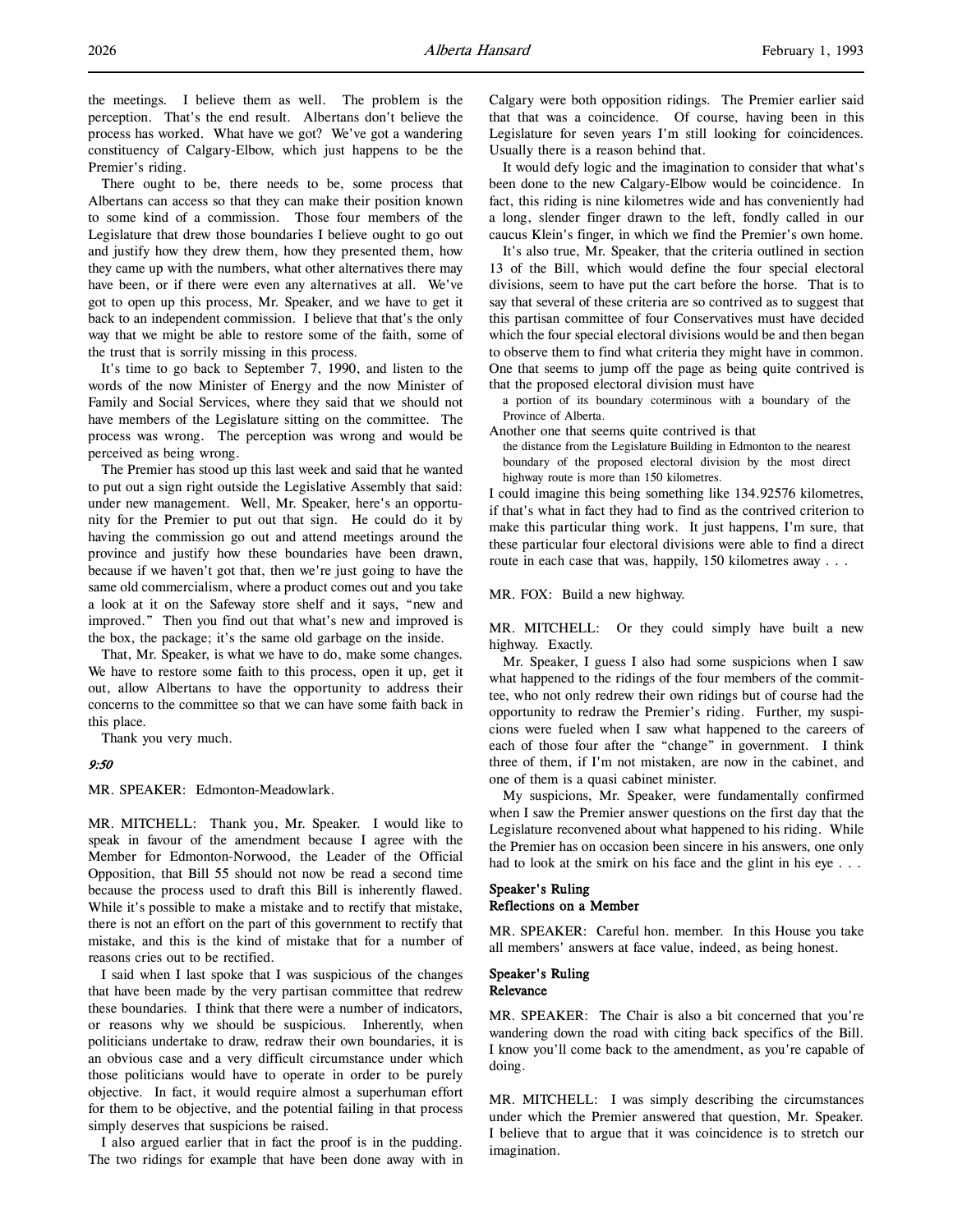the meetings. I believe them as well. The problem is the perception. That's the end result. Albertans don't believe the process has worked. What have we got? We've got a wandering constituency of Calgary-Elbow, which just happens to be the Premier's riding.

There ought to be, there needs to be, some process that Albertans can access so that they can make their position known to some kind of a commission. Those four members of the Legislature that drew those boundaries I believe ought to go out and justify how they drew them, how they presented them, how they came up with the numbers, what other alternatives there may have been, or if there were even any alternatives at all. We've got to open up this process, Mr. Speaker, and we have to get it back to an independent commission. I believe that that's the only way that we might be able to restore some of the faith, some of the trust that is sorrily missing in this process.

It's time to go back to September 7, 1990, and listen to the words of the now Minister of Energy and the now Minister of Family and Social Services, where they said that we should not have members of the Legislature sitting on the committee. The process was wrong. The perception was wrong and would be perceived as being wrong.

The Premier has stood up this last week and said that he wanted to put out a sign right outside the Legislative Assembly that said: under new management. Well, Mr. Speaker, here's an opportunity for the Premier to put out that sign. He could do it by having the commission go out and attend meetings around the province and justify how these boundaries have been drawn, because if we haven't got that, then we're just going to have the same old commercialism, where a product comes out and you take a look at it on the Safeway store shelf and it says, "new and improved." Then you find out that what's new and improved is the box, the package; it's the same old garbage on the inside.

That, Mr. Speaker, is what we have to do, make some changes. We have to restore some faith to this process, open it up, get it out, allow Albertans to have the opportunity to address their concerns to the committee so that we can have some faith back in this place.

Thank you very much.

*9:50*

MR. SPEAKER: Edmonton-Meadowlark.

MR. MITCHELL: Thank you, Mr. Speaker. I would like to speak in favour of the amendment because I agree with the Member for Edmonton-Norwood, the Leader of the Official Opposition, that Bill 55 should not now be read a second time because the process used to draft this Bill is inherently flawed. While it's possible to make a mistake and to rectify that mistake, there is not an effort on the part of this government to rectify that mistake, and this is the kind of mistake that for a number of reasons cries out to be rectified.

I said when I last spoke that I was suspicious of the changes that have been made by the very partisan committee that redrew these boundaries. I think that there were a number of indicators, or reasons why we should be suspicious. Inherently, when politicians undertake to draw, redraw their own boundaries, it is an obvious case and a very difficult circumstance under which those politicians would have to operate in order to be purely objective. In fact, it would require almost a superhuman effort for them to be objective, and the potential failing in that process simply deserves that suspicions be raised.

I also argued earlier that in fact the proof is in the pudding. The two ridings for example that have been done away with in Calgary were both opposition ridings. The Premier earlier said that that was a coincidence. Of course, having been in this Legislature for seven years I'm still looking for coincidences. Usually there is a reason behind that.

It would defy logic and the imagination to consider that what's been done to the new Calgary-Elbow would be coincidence. In fact, this riding is nine kilometres wide and has conveniently had a long, slender finger drawn to the left, fondly called in our caucus Klein's finger, in which we find the Premier's own home.

It's also true, Mr. Speaker, that the criteria outlined in section 13 of the Bill, which would define the four special electoral divisions, seem to have put the cart before the horse. That is to say that several of these criteria are so contrived as to suggest that this partisan committee of four Conservatives must have decided which the four special electoral divisions would be and then began to observe them to find what criteria they might have in common. One that seems to jump off the page as being quite contrived is that the proposed electoral division must have

> a portion of its boundary coterminous with a boundary of the Province of Alberta.

Another one that seems quite contrived is that

> the distance from the Legislature Building in Edmonton to the nearest boundary of the proposed electoral division by the most direct highway route is more than 150 kilometres.

I could imagine this being something like 134.92576 kilometres, if that's what in fact they had to find as the contrived criterion to make this particular thing work. It just happens, I'm sure, that these particular four electoral divisions were able to find a direct route in each case that was, happily, 150 kilometres away . . .

MR. FOX: Build a new highway.

MR. MITCHELL: Or they could simply have built a new highway. Exactly.

Mr. Speaker, I guess I also had some suspicions when I saw what happened to the ridings of the four members of the committee, who not only redrew their own ridings but of course had the opportunity to redraw the Premier's riding. Further, my suspicions were fueled when I saw what happened to the careers of each of those four after the "change" in government. I think three of them, if I'm not mistaken, are now in the cabinet, and one of them is a quasi cabinet minister.

My suspicions, Mr. Speaker, were fundamentally confirmed when I saw the Premier answer questions on the first day that the Legislature reconvened about what happened to his riding. While the Premier has on occasion been sincere in his answers, one only had to look at the smirk on his face and the glint in his eye . . .

### Speaker's Ruling
### Reflections on a Member

MR. SPEAKER: Careful hon. member. In this House you take all members' answers at face value, indeed, as being honest.

### Speaker's Ruling
### Relevance

MR. SPEAKER: The Chair is also a bit concerned that you're wandering down the road with citing back specifics of the Bill. I know you'll come back to the amendment, as you're capable of doing.

MR. MITCHELL: I was simply describing the circumstances under which the Premier answered that question, Mr. Speaker. I believe that to argue that it was coincidence is to stretch our imagination.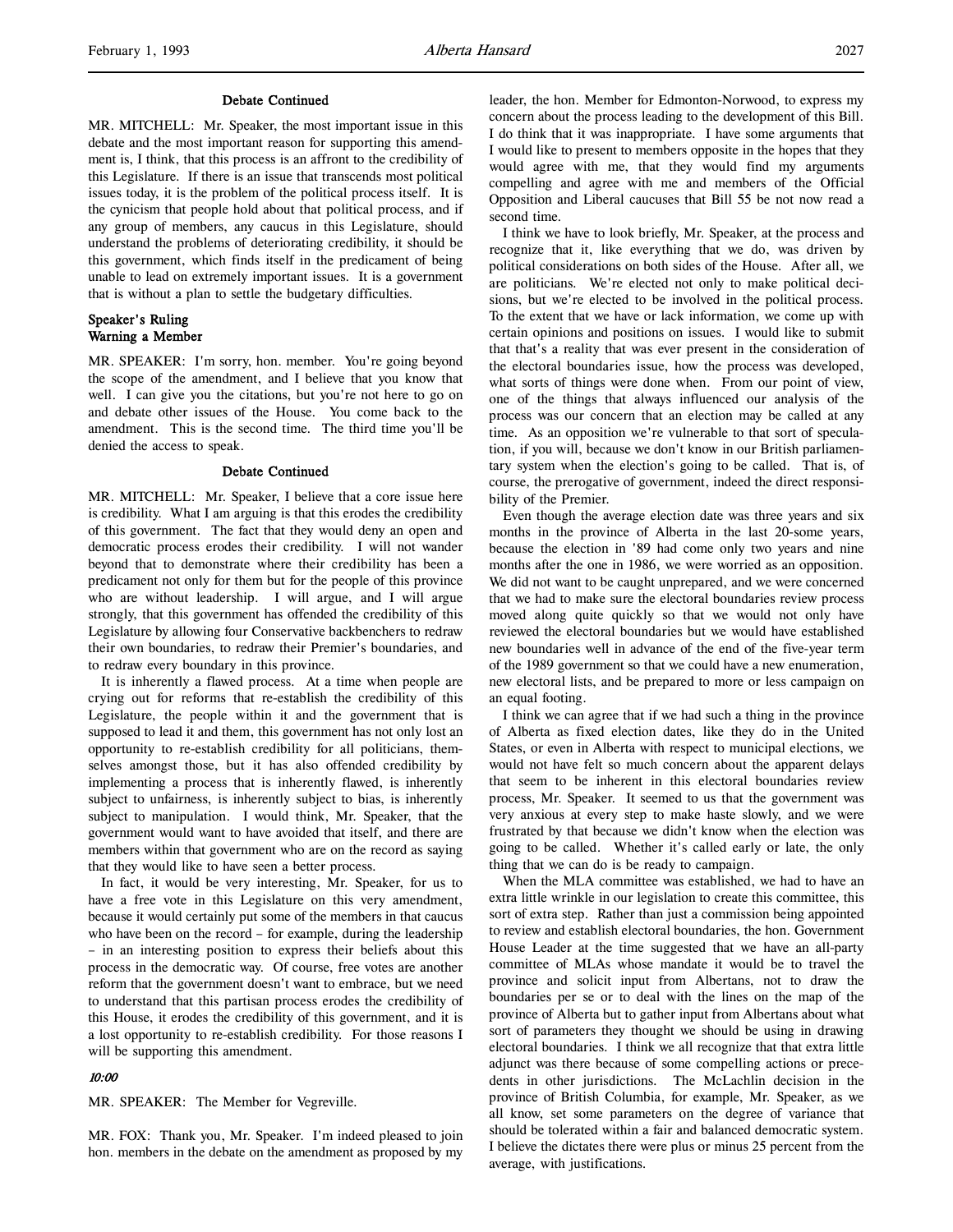### Debate Continued

MR. MITCHELL: Mr. Speaker, the most important issue in this debate and the most important reason for supporting this amendment is, I think, that this process is an affront to the credibility of this Legislature. If there is an issue that transcends most political issues today, it is the problem of the political process itself. It is the cynicism that people hold about that political process, and if any group of members, any caucus in this Legislature, should understand the problems of deteriorating credibility, it should be this government, which finds itself in the predicament of being unable to lead on extremely important issues. It is a government that is without a plan to settle the budgetary difficulties.

### Speaker's Ruling
### Warning a Member

MR. SPEAKER: I'm sorry, hon. member. You're going beyond the scope of the amendment, and I believe that you know that well. I can give you the citations, but you're not here to go on and debate other issues of the House. You come back to the amendment. This is the second time. The third time you'll be denied the access to speak.

### Debate Continued

MR. MITCHELL: Mr. Speaker, I believe that a core issue here is credibility. What I am arguing is that this erodes the credibility of this government. The fact that they would deny an open and democratic process erodes their credibility. I will not wander beyond that to demonstrate where their credibility has been a predicament not only for them but for the people of this province who are without leadership. I will argue, and I will argue strongly, that this government has offended the credibility of this Legislature by allowing four Conservative backbenchers to redraw their own boundaries, to redraw their Premier's boundaries, and to redraw every boundary in this province.

It is inherently a flawed process. At a time when people are crying out for reforms that re-establish the credibility of this Legislature, the people within it and the government that is supposed to lead it and them, this government has not only lost an opportunity to re-establish credibility for all politicians, themselves amongst those, but it has also offended credibility by implementing a process that is inherently flawed, is inherently subject to unfairness, is inherently subject to bias, is inherently subject to manipulation. I would think, Mr. Speaker, that the government would want to have avoided that itself, and there are members within that government who are on the record as saying that they would like to have seen a better process.

In fact, it would be very interesting, Mr. Speaker, for us to have a free vote in this Legislature on this very amendment, because it would certainly put some of the members in that caucus who have been on the record – for example, during the leadership – in an interesting position to express their beliefs about this process in the democratic way. Of course, free votes are another reform that the government doesn't want to embrace, but we need to understand that this partisan process erodes the credibility of this House, it erodes the credibility of this government, and it is a lost opportunity to re-establish credibility. For those reasons I will be supporting this amendment.

*10:00*

MR. SPEAKER: The Member for Vegreville.

MR. FOX: Thank you, Mr. Speaker. I'm indeed pleased to join hon. members in the debate on the amendment as proposed by my leader, the hon. Member for Edmonton-Norwood, to express my concern about the process leading to the development of this Bill. I do think that it was inappropriate. I have some arguments that I would like to present to members opposite in the hopes that they would agree with me, that they would find my arguments compelling and agree with me and members of the Official Opposition and Liberal caucuses that Bill 55 be not now read a second time.

I think we have to look briefly, Mr. Speaker, at the process and recognize that it, like everything that we do, was driven by political considerations on both sides of the House. After all, we are politicians. We're elected not only to make political decisions, but we're elected to be involved in the political process. To the extent that we have or lack information, we come up with certain opinions and positions on issues. I would like to submit that that's a reality that was ever present in the consideration of the electoral boundaries issue, how the process was developed, what sorts of things were done when. From our point of view, one of the things that always influenced our analysis of the process was our concern that an election may be called at any time. As an opposition we're vulnerable to that sort of speculation, if you will, because we don't know in our British parliamentary system when the election's going to be called. That is, of course, the prerogative of government, indeed the direct responsibility of the Premier.

Even though the average election date was three years and six months in the province of Alberta in the last 20-some years, because the election in '89 had come only two years and nine months after the one in 1986, we were worried as an opposition. We did not want to be caught unprepared, and we were concerned that we had to make sure the electoral boundaries review process moved along quite quickly so that we would not only have reviewed the electoral boundaries but we would have established new boundaries well in advance of the end of the five-year term of the 1989 government so that we could have a new enumeration, new electoral lists, and be prepared to more or less campaign on an equal footing.

I think we can agree that if we had such a thing in the province of Alberta as fixed election dates, like they do in the United States, or even in Alberta with respect to municipal elections, we would not have felt so much concern about the apparent delays that seem to be inherent in this electoral boundaries review process, Mr. Speaker. It seemed to us that the government was very anxious at every step to make haste slowly, and we were frustrated by that because we didn't know when the election was going to be called. Whether it's called early or late, the only thing that we can do is be ready to campaign.

When the MLA committee was established, we had to have an extra little wrinkle in our legislation to create this committee, this sort of extra step. Rather than just a commission being appointed to review and establish electoral boundaries, the hon. Government House Leader at the time suggested that we have an all-party committee of MLAs whose mandate it would be to travel the province and solicit input from Albertans, not to draw the boundaries per se or to deal with the lines on the map of the province of Alberta but to gather input from Albertans about what sort of parameters they thought we should be using in drawing electoral boundaries. I think we all recognize that that extra little adjunct was there because of some compelling actions or precedents in other jurisdictions. The McLachlin decision in the province of British Columbia, for example, Mr. Speaker, as we all know, set some parameters on the degree of variance that should be tolerated within a fair and balanced democratic system. I believe the dictates there were plus or minus 25 percent from the average, with justifications.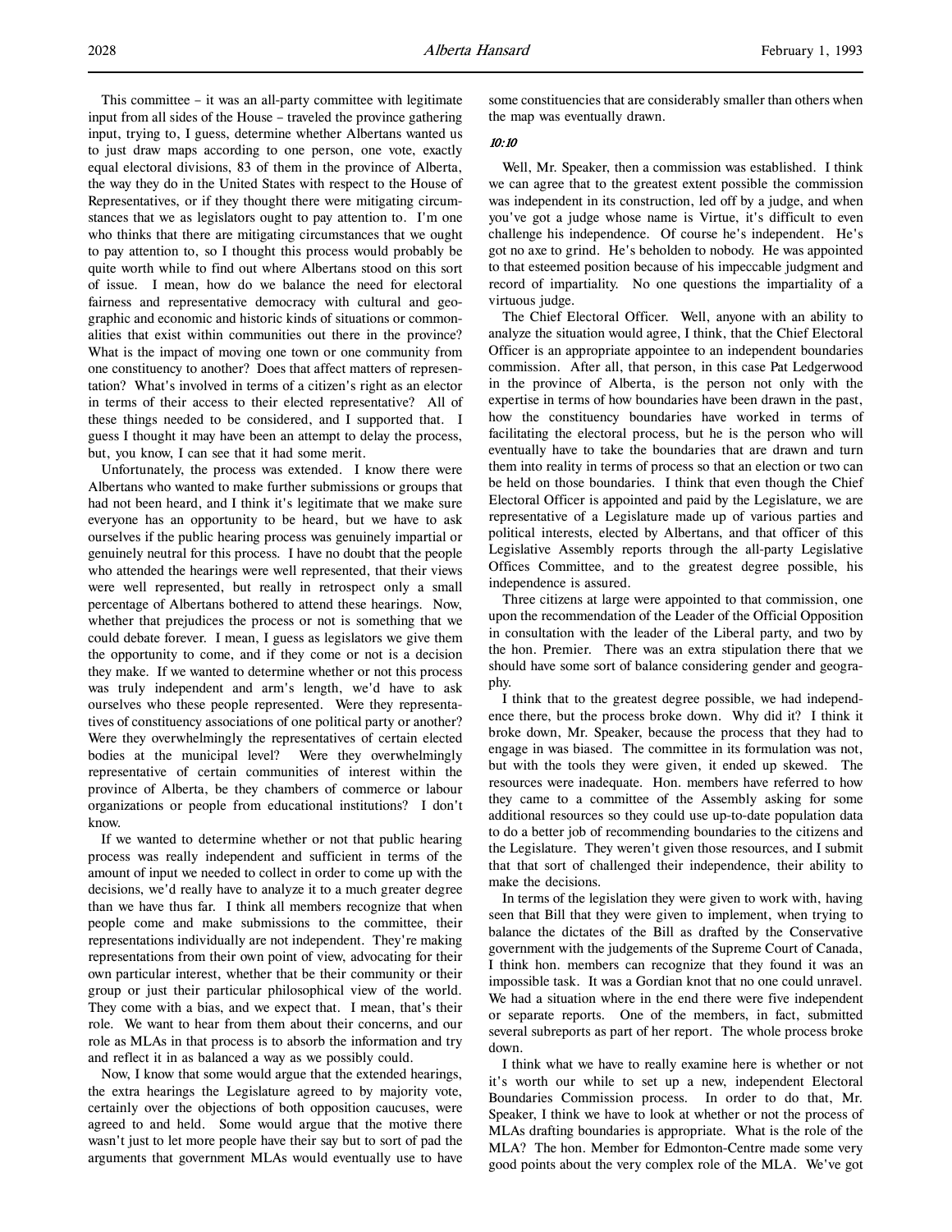This committee – it was an all-party committee with legitimate input from all sides of the House – traveled the province gathering input, trying to, I guess, determine whether Albertans wanted us to just draw maps according to one person, one vote, exactly equal electoral divisions, 83 of them in the province of Alberta, the way they do in the United States with respect to the House of Representatives, or if they thought there were mitigating circumstances that we as legislators ought to pay attention to. I'm one who thinks that there are mitigating circumstances that we ought to pay attention to, so I thought this process would probably be quite worth while to find out where Albertans stood on this sort of issue. I mean, how do we balance the need for electoral fairness and representative democracy with cultural and geographic and economic and historic kinds of situations or commonalities that exist within communities out there in the province? What is the impact of moving one town or one community from one constituency to another? Does that affect matters of representation? What's involved in terms of a citizen's right as an elector in terms of their access to their elected representative? All of these things needed to be considered, and I supported that. I guess I thought it may have been an attempt to delay the process, but, you know, I can see that it had some merit.

Unfortunately, the process was extended. I know there were Albertans who wanted to make further submissions or groups that had not been heard, and I think it's legitimate that we make sure everyone has an opportunity to be heard, but we have to ask ourselves if the public hearing process was genuinely impartial or genuinely neutral for this process. I have no doubt that the people who attended the hearings were well represented, that their views were well represented, but really in retrospect only a small percentage of Albertans bothered to attend these hearings. Now, whether that prejudices the process or not is something that we could debate forever. I mean, I guess as legislators we give them the opportunity to come, and if they come or not is a decision they make. If we wanted to determine whether or not this process was truly independent and arm's length, we'd have to ask ourselves who these people represented. Were they representatives of constituency associations of one political party or another? Were they overwhelmingly the representatives of certain elected bodies at the municipal level? Were they overwhelmingly representative of certain communities of interest within the province of Alberta, be they chambers of commerce or labour organizations or people from educational institutions? I don't know.

If we wanted to determine whether or not that public hearing process was really independent and sufficient in terms of the amount of input we needed to collect in order to come up with the decisions, we'd really have to analyze it to a much greater degree than we have thus far. I think all members recognize that when people come and make submissions to the committee, their representations individually are not independent. They're making representations from their own point of view, advocating for their own particular interest, whether that be their community or their group or just their particular philosophical view of the world. They come with a bias, and we expect that. I mean, that's their role. We want to hear from them about their concerns, and our role as MLAs in that process is to absorb the information and try and reflect it in as balanced a way as we possibly could.

Now, I know that some would argue that the extended hearings, the extra hearings the Legislature agreed to by majority vote, certainly over the objections of both opposition caucuses, were agreed to and held. Some would argue that the motive there wasn't just to let more people have their say but to sort of pad the arguments that government MLAs would eventually use to have some constituencies that are considerably smaller than others when the map was eventually drawn.

*10:10*

Well, Mr. Speaker, then a commission was established. I think we can agree that to the greatest extent possible the commission was independent in its construction, led off by a judge, and when you've got a judge whose name is Virtue, it's difficult to even challenge his independence. Of course he's independent. He's got no axe to grind. He's beholden to nobody. He was appointed to that esteemed position because of his impeccable judgment and record of impartiality. No one questions the impartiality of a virtuous judge.

The Chief Electoral Officer. Well, anyone with an ability to analyze the situation would agree, I think, that the Chief Electoral Officer is an appropriate appointee to an independent boundaries commission. After all, that person, in this case Pat Ledgerwood in the province of Alberta, is the person not only with the expertise in terms of how boundaries have been drawn in the past, how the constituency boundaries have worked in terms of facilitating the electoral process, but he is the person who will eventually have to take the boundaries that are drawn and turn them into reality in terms of process so that an election or two can be held on those boundaries. I think that even though the Chief Electoral Officer is appointed and paid by the Legislature, we are representative of a Legislature made up of various parties and political interests, elected by Albertans, and that officer of this Legislative Assembly reports through the all-party Legislative Offices Committee, and to the greatest degree possible, his independence is assured.

Three citizens at large were appointed to that commission, one upon the recommendation of the Leader of the Official Opposition in consultation with the leader of the Liberal party, and two by the hon. Premier. There was an extra stipulation there that we should have some sort of balance considering gender and geography.

I think that to the greatest degree possible, we had independence there, but the process broke down. Why did it? I think it broke down, Mr. Speaker, because the process that they had to engage in was biased. The committee in its formulation was not, but with the tools they were given, it ended up skewed. The resources were inadequate. Hon. members have referred to how they came to a committee of the Assembly asking for some additional resources so they could use up-to-date population data to do a better job of recommending boundaries to the citizens and the Legislature. They weren't given those resources, and I submit that that sort of challenged their independence, their ability to make the decisions.

In terms of the legislation they were given to work with, having seen that Bill that they were given to implement, when trying to balance the dictates of the Bill as drafted by the Conservative government with the judgements of the Supreme Court of Canada, I think hon. members can recognize that they found it was an impossible task. It was a Gordian knot that no one could unravel. We had a situation where in the end there were five independent or separate reports. One of the members, in fact, submitted several subreports as part of her report. The whole process broke down.

I think what we have to really examine here is whether or not it's worth our while to set up a new, independent Electoral Boundaries Commission process. In order to do that, Mr. Speaker, I think we have to look at whether or not the process of MLAs drafting boundaries is appropriate. What is the role of the MLA? The hon. Member for Edmonton-Centre made some very good points about the very complex role of the MLA. We've got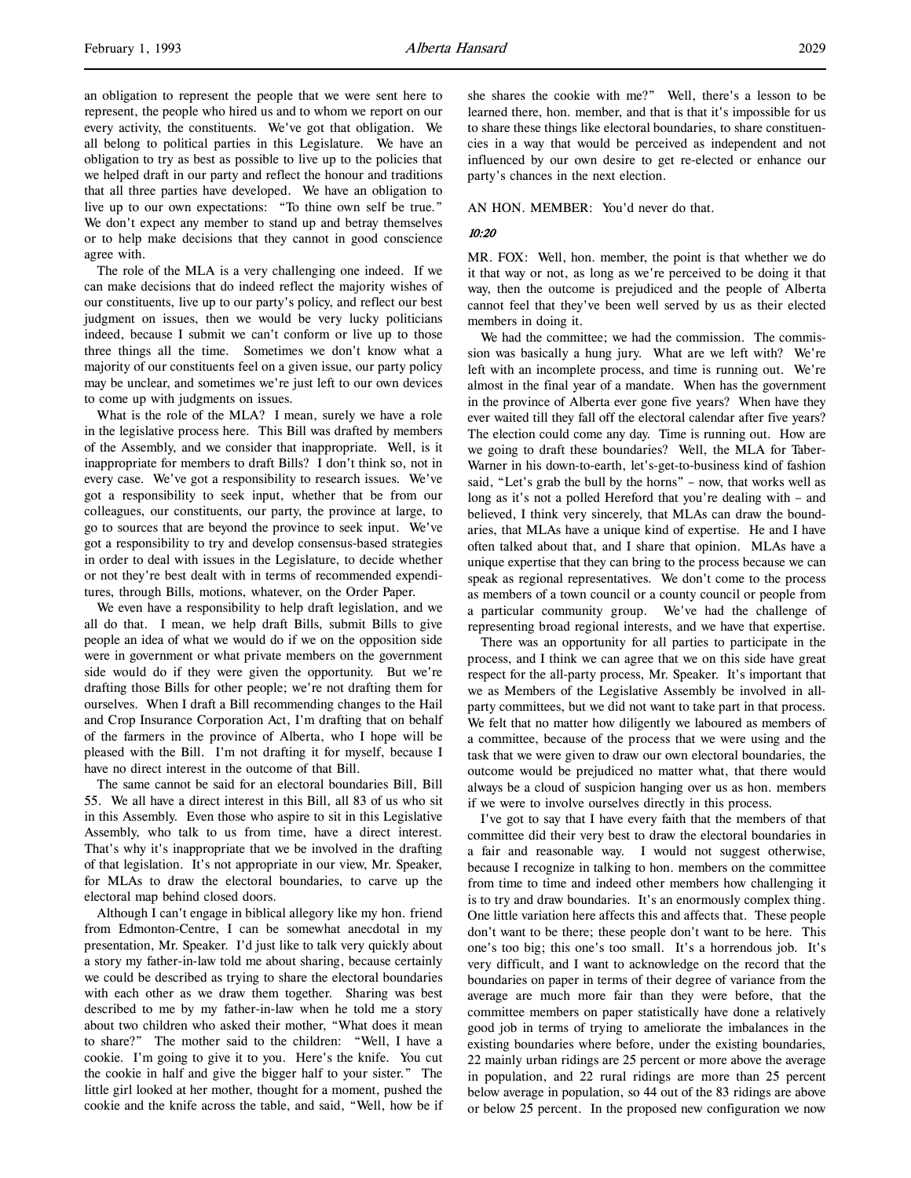an obligation to represent the people that we were sent here to represent, the people who hired us and to whom we report on our every activity, the constituents. We've got that obligation. We all belong to political parties in this Legislature. We have an obligation to try as best as possible to live up to the policies that we helped draft in our party and reflect the honour and traditions that all three parties have developed. We have an obligation to live up to our own expectations: "To thine own self be true." We don't expect any member to stand up and betray themselves or to help make decisions that they cannot in good conscience agree with.

The role of the MLA is a very challenging one indeed. If we can make decisions that do indeed reflect the majority wishes of our constituents, live up to our party's policy, and reflect our best judgment on issues, then we would be very lucky politicians indeed, because I submit we can't conform or live up to those three things all the time. Sometimes we don't know what a majority of our constituents feel on a given issue, our party policy may be unclear, and sometimes we're just left to our own devices to come up with judgments on issues.

What is the role of the MLA? I mean, surely we have a role in the legislative process here. This Bill was drafted by members of the Assembly, and we consider that inappropriate. Well, is it inappropriate for members to draft Bills? I don't think so, not in every case. We've got a responsibility to research issues. We've got a responsibility to seek input, whether that be from our colleagues, our constituents, our party, the province at large, to go to sources that are beyond the province to seek input. We've got a responsibility to try and develop consensus-based strategies in order to deal with issues in the Legislature, to decide whether or not they're best dealt with in terms of recommended expenditures, through Bills, motions, whatever, on the Order Paper.

We even have a responsibility to help draft legislation, and we all do that. I mean, we help draft Bills, submit Bills to give people an idea of what we would do if we on the opposition side were in government or what private members on the government side would do if they were given the opportunity. But we're drafting those Bills for other people; we're not drafting them for ourselves. When I draft a Bill recommending changes to the Hail and Crop Insurance Corporation Act, I'm drafting that on behalf of the farmers in the province of Alberta, who I hope will be pleased with the Bill. I'm not drafting it for myself, because I have no direct interest in the outcome of that Bill.

The same cannot be said for an electoral boundaries Bill, Bill 55. We all have a direct interest in this Bill, all 83 of us who sit in this Assembly. Even those who aspire to sit in this Legislative Assembly, who talk to us from time to time, have a direct interest. That's why it's inappropriate that we be involved in the drafting of that legislation. It's not appropriate in our view, Mr. Speaker, for MLAs to draw the electoral boundaries, to carve up the electoral map behind closed doors.

Although I can't engage in biblical allegory like my hon. friend from Edmonton-Centre, I can be somewhat anecdotal in my presentation, Mr. Speaker. I'd just like to talk very quickly about a story my father-in-law told me about sharing, because certainly we could be described as trying to share the electoral boundaries with each other as we draw them together. Sharing was best described to me by my father-in-law when he told me a story about two children who asked their mother, "What does it mean to share?" The mother said to the children: "Well, I have a cookie. I'm going to give it to you. Here's the knife. You cut the cookie in half and give the bigger half to your sister." The little girl looked at her mother, thought for a moment, pushed the cookie and the knife across the table, and said, "Well, how be if she shares the cookie with me?" Well, there's a lesson to be learned there, hon. member, and that is that it's impossible for us to share these things like electoral boundaries, to share constituencies in a way that would be perceived as independent and not influenced by our own desire to get re-elected or enhance our party's chances in the next election.

AN HON. MEMBER: You'd never do that.

*10:20*

MR. FOX: Well, hon. member, the point is that whether we do it that way or not, as long as we're perceived to be doing it that way, then the outcome is prejudiced and the people of Alberta cannot feel that they've been well served by us as their elected members in doing it.

We had the committee; we had the commission. The commission was basically a hung jury. What are we left with? We're left with an incomplete process, and time is running out. We're almost in the final year of a mandate. When has the government in the province of Alberta ever gone five years? When have they ever waited till they fall off the electoral calendar after five years? The election could come any day. Time is running out. How are we going to draft these boundaries? Well, the MLA for Taber-Warner in his down-to-earth, let's-get-to-business kind of fashion said, "Let's grab the bull by the horns" – now, that works well as long as it's not a polled Hereford that you're dealing with – and believed, I think very sincerely, that MLAs can draw the boundaries, that MLAs have a unique kind of expertise. He and I have often talked about that, and I share that opinion. MLAs have a unique expertise that they can bring to the process because we can speak as regional representatives. We don't come to the process as members of a town council or a county council or people from a particular community group. We've had the challenge of representing broad regional interests, and we have that expertise.

There was an opportunity for all parties to participate in the process, and I think we can agree that we on this side have great respect for the all-party process, Mr. Speaker. It's important that we as Members of the Legislative Assembly be involved in all-party committees, but we did not want to take part in that process. We felt that no matter how diligently we laboured as members of a committee, because of the process that we were using and the task that we were given to draw our own electoral boundaries, the outcome would be prejudiced no matter what, that there would always be a cloud of suspicion hanging over us as hon. members if we were to involve ourselves directly in this process.

I've got to say that I have every faith that the members of that committee did their very best to draw the electoral boundaries in a fair and reasonable way. I would not suggest otherwise, because I recognize in talking to hon. members on the committee from time to time and indeed other members how challenging it is to try and draw boundaries. It's an enormously complex thing. One little variation here affects this and affects that. These people don't want to be there; these people don't want to be here. This one's too big; this one's too small. It's a horrendous job. It's very difficult, and I want to acknowledge on the record that the boundaries on paper in terms of their degree of variance from the average are much more fair than they were before, that the committee members on paper statistically have done a relatively good job in terms of trying to ameliorate the imbalances in the existing boundaries where before, under the existing boundaries, 22 mainly urban ridings are 25 percent or more above the average in population, and 22 rural ridings are more than 25 percent below average in population, so 44 out of the 83 ridings are above or below 25 percent. In the proposed new configuration we now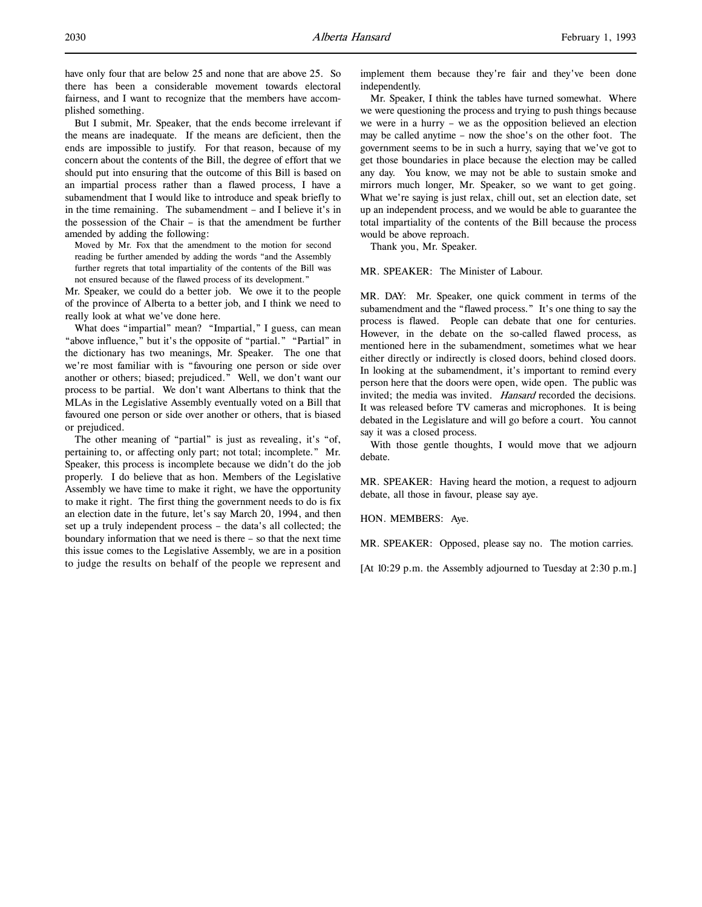have only four that are below 25 and none that are above 25. So there has been a considerable movement towards electoral fairness, and I want to recognize that the members have accomplished something.

But I submit, Mr. Speaker, that the ends become irrelevant if the means are inadequate. If the means are deficient, then the ends are impossible to justify. For that reason, because of my concern about the contents of the Bill, the degree of effort that we should put into ensuring that the outcome of this Bill is based on an impartial process rather than a flawed process, I have a subamendment that I would like to introduce and speak briefly to in the time remaining. The subamendment – and I believe it's in the possession of the Chair – is that the amendment be further amended by adding the following:

> Moved by Mr. Fox that the amendment to the motion for second reading be further amended by adding the words "and the Assembly further regrets that total impartiality of the contents of the Bill was not ensured because of the flawed process of its development."

Mr. Speaker, we could do a better job. We owe it to the people of the province of Alberta to a better job, and I think we need to really look at what we've done here.

What does "impartial" mean? "Impartial," I guess, can mean "above influence," but it's the opposite of "partial." "Partial" in the dictionary has two meanings, Mr. Speaker. The one that we're most familiar with is "favouring one person or side over another or others; biased; prejudiced." Well, we don't want our process to be partial. We don't want Albertans to think that the MLAs in the Legislative Assembly eventually voted on a Bill that favoured one person or side over another or others, that is biased or prejudiced.

The other meaning of "partial" is just as revealing, it's "of, pertaining to, or affecting only part; not total; incomplete." Mr. Speaker, this process is incomplete because we didn't do the job properly. I do believe that as hon. Members of the Legislative Assembly we have time to make it right, we have the opportunity to make it right. The first thing the government needs to do is fix an election date in the future, let's say March 20, 1994, and then set up a truly independent process – the data's all collected; the boundary information that we need is there – so that the next time this issue comes to the Legislative Assembly, we are in a position to judge the results on behalf of the people we represent and implement them because they're fair and they've been done independently.

Mr. Speaker, I think the tables have turned somewhat. Where we were questioning the process and trying to push things because we were in a hurry – we as the opposition believed an election may be called anytime – now the shoe's on the other foot. The government seems to be in such a hurry, saying that we've got to get those boundaries in place because the election may be called any day. You know, we may not be able to sustain smoke and mirrors much longer, Mr. Speaker, so we want to get going. What we're saying is just relax, chill out, set an election date, set up an independent process, and we would be able to guarantee the total impartiality of the contents of the Bill because the process would be above reproach.

Thank you, Mr. Speaker.

MR. SPEAKER: The Minister of Labour.

MR. DAY: Mr. Speaker, one quick comment in terms of the subamendment and the "flawed process." It's one thing to say the process is flawed. People can debate that one for centuries. However, in the debate on the so-called flawed process, as mentioned here in the subamendment, sometimes what we hear either directly or indirectly is closed doors, behind closed doors. In looking at the subamendment, it's important to remind every person here that the doors were open, wide open. The public was invited; the media was invited. *Hansard* recorded the decisions. It was released before TV cameras and microphones. It is being debated in the Legislature and will go before a court. You cannot say it was a closed process.

With those gentle thoughts, I would move that we adjourn debate.

MR. SPEAKER: Having heard the motion, a request to adjourn debate, all those in favour, please say aye.

HON. MEMBERS: Aye.

MR. SPEAKER: Opposed, please say no. The motion carries.

[At 10:29 p.m. the Assembly adjourned to Tuesday at 2:30 p.m.]